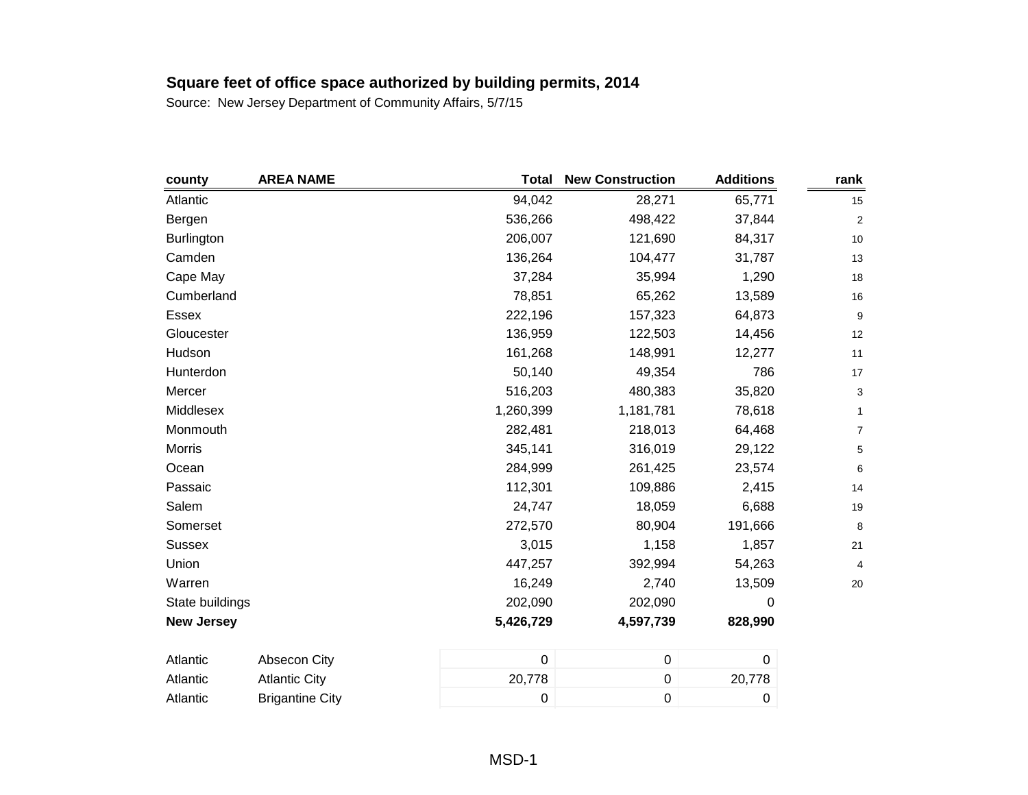**Square feet of office space authorized by building permits, 2014**

Source: New Jersey Department of Community Affairs, 5/7/15

| county | AREA NAME | Total | New Construction | Additions | rank |
|---|---|---|---|---|---|
| Atlantic | | 94,042 | 28,271 | 65,771 | 15 |
| Bergen | | 536,266 | 498,422 | 37,844 | 2 |
| Burlington | | 206,007 | 121,690 | 84,317 | 10 |
| Camden | | 136,264 | 104,477 | 31,787 | 13 |
| Cape May | | 37,284 | 35,994 | 1,290 | 18 |
| Cumberland | | 78,851 | 65,262 | 13,589 | 16 |
| Essex | | 222,196 | 157,323 | 64,873 | 9 |
| Gloucester | | 136,959 | 122,503 | 14,456 | 12 |
| Hudson | | 161,268 | 148,991 | 12,277 | 11 |
| Hunterdon | | 50,140 | 49,354 | 786 | 17 |
| Mercer | | 516,203 | 480,383 | 35,820 | 3 |
| Middlesex | | 1,260,399 | 1,181,781 | 78,618 | 1 |
| Monmouth | | 282,481 | 218,013 | 64,468 | 7 |
| Morris | | 345,141 | 316,019 | 29,122 | 5 |
| Ocean | | 284,999 | 261,425 | 23,574 | 6 |
| Passaic | | 112,301 | 109,886 | 2,415 | 14 |
| Salem | | 24,747 | 18,059 | 6,688 | 19 |
| Somerset | | 272,570 | 80,904 | 191,666 | 8 |
| Sussex | | 3,015 | 1,158 | 1,857 | 21 |
| Union | | 447,257 | 392,994 | 54,263 | 4 |
| Warren | | 16,249 | 2,740 | 13,509 | 20 |
| State buildings | | 202,090 | 202,090 | 0 | |
| **New Jersey** | | **5,426,729** | **4,597,739** | **828,990** | |
| | | | | | |
| Atlantic | Absecon City | 0 | 0 | 0 | |
| Atlantic | Atlantic City | 20,778 | 0 | 20,778 | |
| Atlantic | Brigantine City | 0 | 0 | 0 | |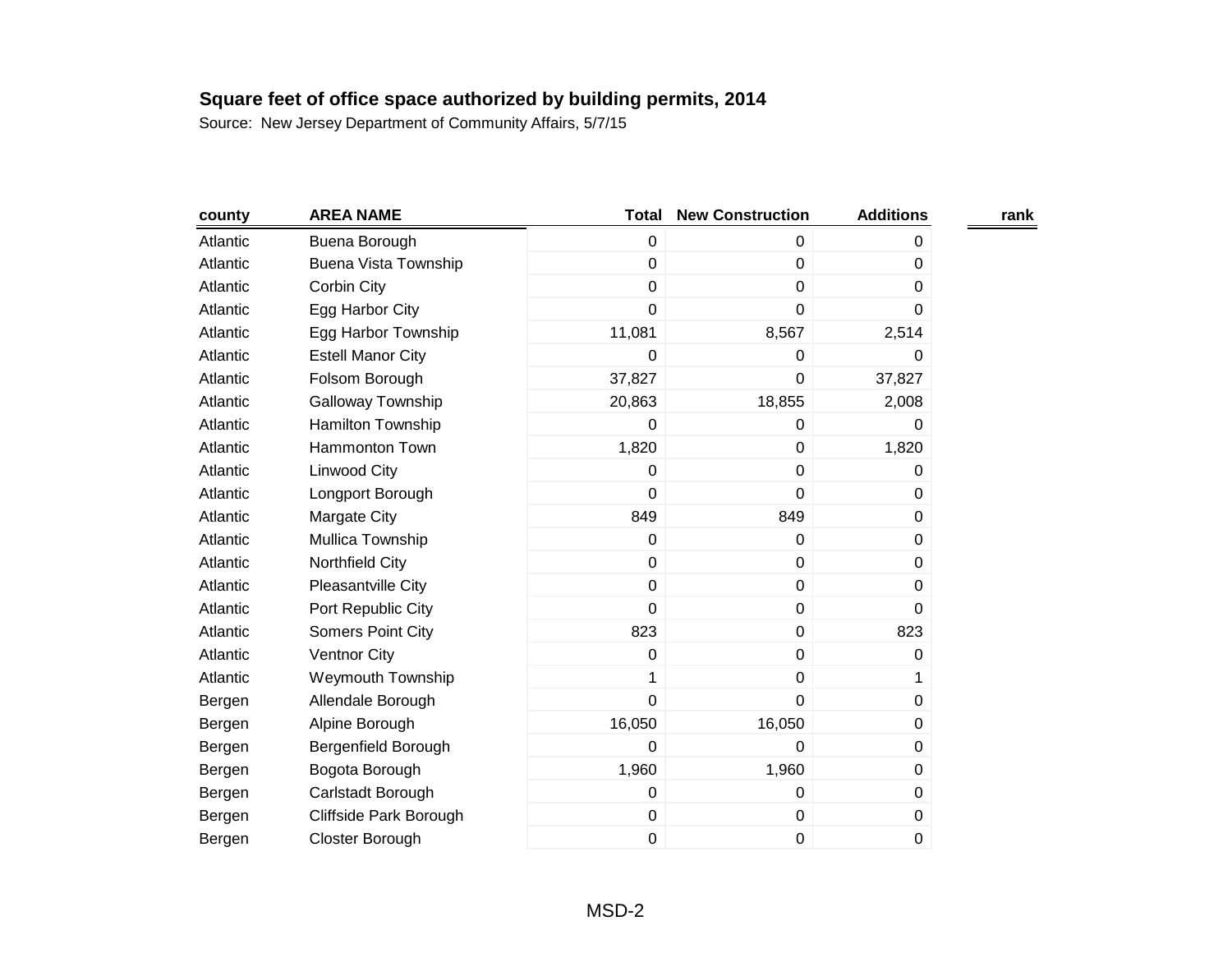**Square feet of office space authorized by building permits, 2014**

Source: New Jersey Department of Community Affairs, 5/7/15

| county | AREA NAME | Total | New Construction | Additions | rank |
|---|---|---|---|---|---|
| Atlantic | Buena Borough | 0 | 0 | 0 | |
| Atlantic | Buena Vista Township | 0 | 0 | 0 | |
| Atlantic | Corbin City | 0 | 0 | 0 | |
| Atlantic | Egg Harbor City | 0 | 0 | 0 | |
| Atlantic | Egg Harbor Township | 11,081 | 8,567 | 2,514 | |
| Atlantic | Estell Manor City | 0 | 0 | 0 | |
| Atlantic | Folsom Borough | 37,827 | 0 | 37,827 | |
| Atlantic | Galloway Township | 20,863 | 18,855 | 2,008 | |
| Atlantic | Hamilton Township | 0 | 0 | 0 | |
| Atlantic | Hammonton Town | 1,820 | 0 | 1,820 | |
| Atlantic | Linwood City | 0 | 0 | 0 | |
| Atlantic | Longport Borough | 0 | 0 | 0 | |
| Atlantic | Margate City | 849 | 849 | 0 | |
| Atlantic | Mullica Township | 0 | 0 | 0 | |
| Atlantic | Northfield City | 0 | 0 | 0 | |
| Atlantic | Pleasantville City | 0 | 0 | 0 | |
| Atlantic | Port Republic City | 0 | 0 | 0 | |
| Atlantic | Somers Point City | 823 | 0 | 823 | |
| Atlantic | Ventnor City | 0 | 0 | 0 | |
| Atlantic | Weymouth Township | 1 | 0 | 1 | |
| Bergen | Allendale Borough | 0 | 0 | 0 | |
| Bergen | Alpine Borough | 16,050 | 16,050 | 0 | |
| Bergen | Bergenfield Borough | 0 | 0 | 0 | |
| Bergen | Bogota Borough | 1,960 | 1,960 | 0 | |
| Bergen | Carlstadt Borough | 0 | 0 | 0 | |
| Bergen | Cliffside Park Borough | 0 | 0 | 0 | |
| Bergen | Closter Borough | 0 | 0 | 0 | |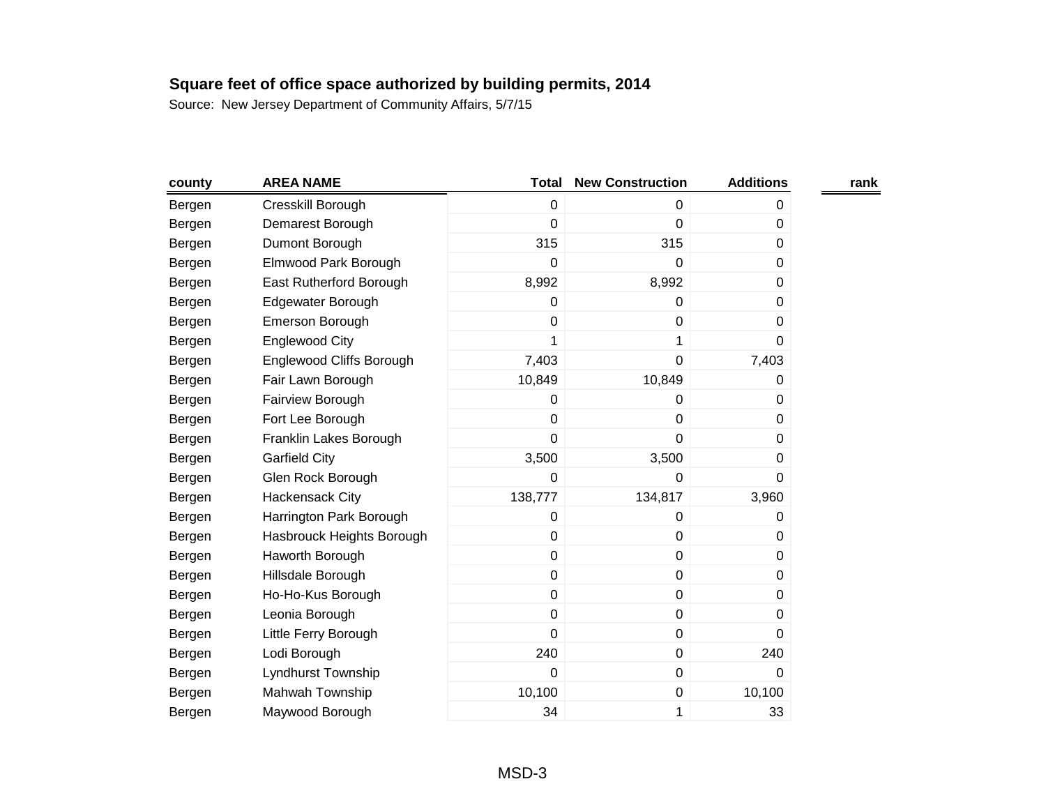**Square feet of office space authorized by building permits, 2014**

Source: New Jersey Department of Community Affairs, 5/7/15

| county | AREA NAME | Total | New Construction | Additions | rank |
|---|---|---|---|---|---|
| Bergen | Cresskill Borough | 0 | 0 | 0 | |
| Bergen | Demarest Borough | 0 | 0 | 0 | |
| Bergen | Dumont Borough | 315 | 315 | 0 | |
| Bergen | Elmwood Park Borough | 0 | 0 | 0 | |
| Bergen | East Rutherford Borough | 8,992 | 8,992 | 0 | |
| Bergen | Edgewater Borough | 0 | 0 | 0 | |
| Bergen | Emerson Borough | 0 | 0 | 0 | |
| Bergen | Englewood City | 1 | 1 | 0 | |
| Bergen | Englewood Cliffs Borough | 7,403 | 0 | 7,403 | |
| Bergen | Fair Lawn Borough | 10,849 | 10,849 | 0 | |
| Bergen | Fairview Borough | 0 | 0 | 0 | |
| Bergen | Fort Lee Borough | 0 | 0 | 0 | |
| Bergen | Franklin Lakes Borough | 0 | 0 | 0 | |
| Bergen | Garfield City | 3,500 | 3,500 | 0 | |
| Bergen | Glen Rock Borough | 0 | 0 | 0 | |
| Bergen | Hackensack City | 138,777 | 134,817 | 3,960 | |
| Bergen | Harrington Park Borough | 0 | 0 | 0 | |
| Bergen | Hasbrouck Heights Borough | 0 | 0 | 0 | |
| Bergen | Haworth Borough | 0 | 0 | 0 | |
| Bergen | Hillsdale Borough | 0 | 0 | 0 | |
| Bergen | Ho-Ho-Kus Borough | 0 | 0 | 0 | |
| Bergen | Leonia Borough | 0 | 0 | 0 | |
| Bergen | Little Ferry Borough | 0 | 0 | 0 | |
| Bergen | Lodi Borough | 240 | 0 | 240 | |
| Bergen | Lyndhurst Township | 0 | 0 | 0 | |
| Bergen | Mahwah Township | 10,100 | 0 | 10,100 | |
| Bergen | Maywood Borough | 34 | 1 | 33 | |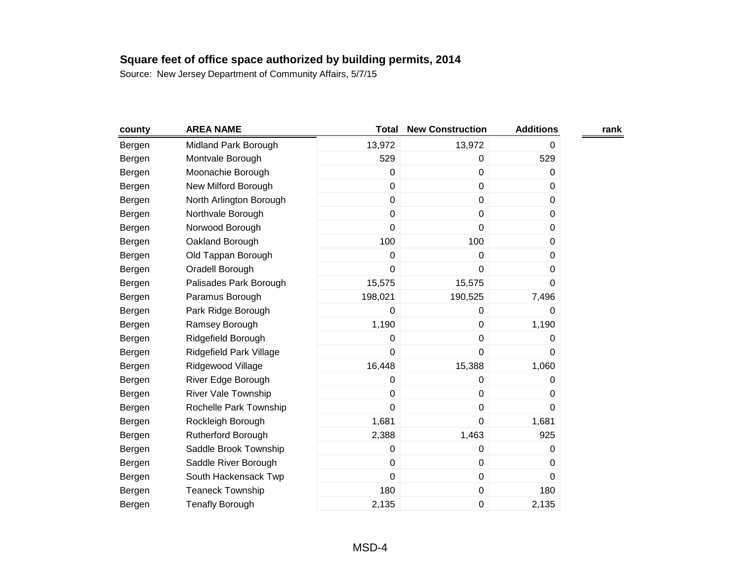**Square feet of office space authorized by building permits, 2014**

Source: New Jersey Department of Community Affairs, 5/7/15

| county | AREA NAME | Total | New Construction | Additions | rank |
|---|---|---|---|---|---|
| Bergen | Midland Park Borough | 13,972 | 13,972 | 0 | |
| Bergen | Montvale Borough | 529 | 0 | 529 | |
| Bergen | Moonachie Borough | 0 | 0 | 0 | |
| Bergen | New Milford Borough | 0 | 0 | 0 | |
| Bergen | North Arlington Borough | 0 | 0 | 0 | |
| Bergen | Northvale Borough | 0 | 0 | 0 | |
| Bergen | Norwood Borough | 0 | 0 | 0 | |
| Bergen | Oakland Borough | 100 | 100 | 0 | |
| Bergen | Old Tappan Borough | 0 | 0 | 0 | |
| Bergen | Oradell Borough | 0 | 0 | 0 | |
| Bergen | Palisades Park Borough | 15,575 | 15,575 | 0 | |
| Bergen | Paramus Borough | 198,021 | 190,525 | 7,496 | |
| Bergen | Park Ridge Borough | 0 | 0 | 0 | |
| Bergen | Ramsey Borough | 1,190 | 0 | 1,190 | |
| Bergen | Ridgefield Borough | 0 | 0 | 0 | |
| Bergen | Ridgefield Park Village | 0 | 0 | 0 | |
| Bergen | Ridgewood Village | 16,448 | 15,388 | 1,060 | |
| Bergen | River Edge Borough | 0 | 0 | 0 | |
| Bergen | River Vale Township | 0 | 0 | 0 | |
| Bergen | Rochelle Park Township | 0 | 0 | 0 | |
| Bergen | Rockleigh Borough | 1,681 | 0 | 1,681 | |
| Bergen | Rutherford Borough | 2,388 | 1,463 | 925 | |
| Bergen | Saddle Brook Township | 0 | 0 | 0 | |
| Bergen | Saddle River Borough | 0 | 0 | 0 | |
| Bergen | South Hackensack Twp | 0 | 0 | 0 | |
| Bergen | Teaneck Township | 180 | 0 | 180 | |
| Bergen | Tenafly Borough | 2,135 | 0 | 2,135 | |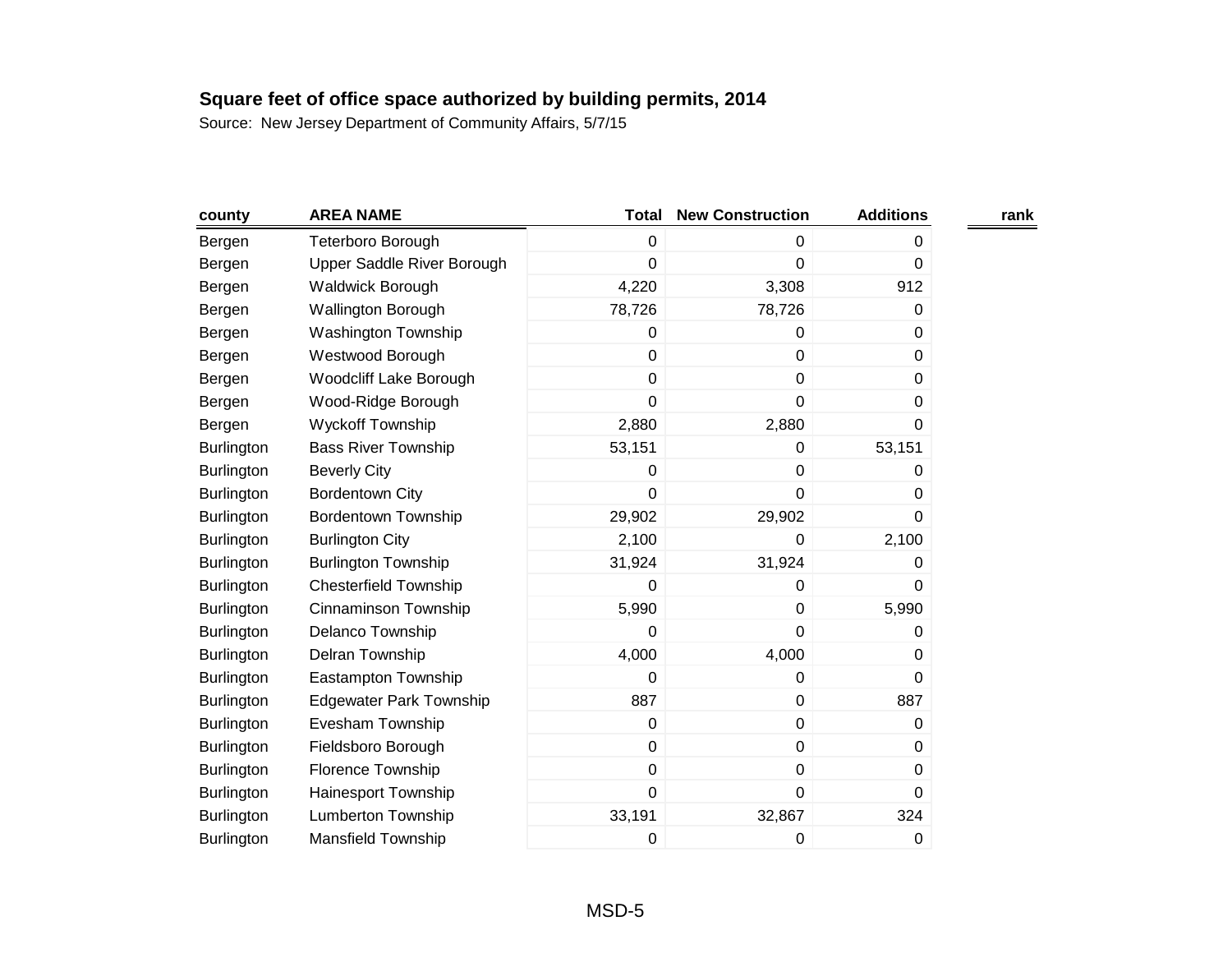**Square feet of office space authorized by building permits, 2014**

Source: New Jersey Department of Community Affairs, 5/7/15

| county | AREA NAME | Total | New Construction | Additions | rank |
|---|---|---|---|---|---|
| Bergen | Teterboro Borough | 0 | 0 | 0 | |
| Bergen | Upper Saddle River Borough | 0 | 0 | 0 | |
| Bergen | Waldwick Borough | 4,220 | 3,308 | 912 | |
| Bergen | Wallington Borough | 78,726 | 78,726 | 0 | |
| Bergen | Washington Township | 0 | 0 | 0 | |
| Bergen | Westwood Borough | 0 | 0 | 0 | |
| Bergen | Woodcliff Lake Borough | 0 | 0 | 0 | |
| Bergen | Wood-Ridge Borough | 0 | 0 | 0 | |
| Bergen | Wyckoff Township | 2,880 | 2,880 | 0 | |
| Burlington | Bass River Township | 53,151 | 0 | 53,151 | |
| Burlington | Beverly City | 0 | 0 | 0 | |
| Burlington | Bordentown City | 0 | 0 | 0 | |
| Burlington | Bordentown Township | 29,902 | 29,902 | 0 | |
| Burlington | Burlington City | 2,100 | 0 | 2,100 | |
| Burlington | Burlington Township | 31,924 | 31,924 | 0 | |
| Burlington | Chesterfield Township | 0 | 0 | 0 | |
| Burlington | Cinnaminson Township | 5,990 | 0 | 5,990 | |
| Burlington | Delanco Township | 0 | 0 | 0 | |
| Burlington | Delran Township | 4,000 | 4,000 | 0 | |
| Burlington | Eastampton Township | 0 | 0 | 0 | |
| Burlington | Edgewater Park Township | 887 | 0 | 887 | |
| Burlington | Evesham Township | 0 | 0 | 0 | |
| Burlington | Fieldsboro Borough | 0 | 0 | 0 | |
| Burlington | Florence Township | 0 | 0 | 0 | |
| Burlington | Hainesport Township | 0 | 0 | 0 | |
| Burlington | Lumberton Township | 33,191 | 32,867 | 324 | |
| Burlington | Mansfield Township | 0 | 0 | 0 | |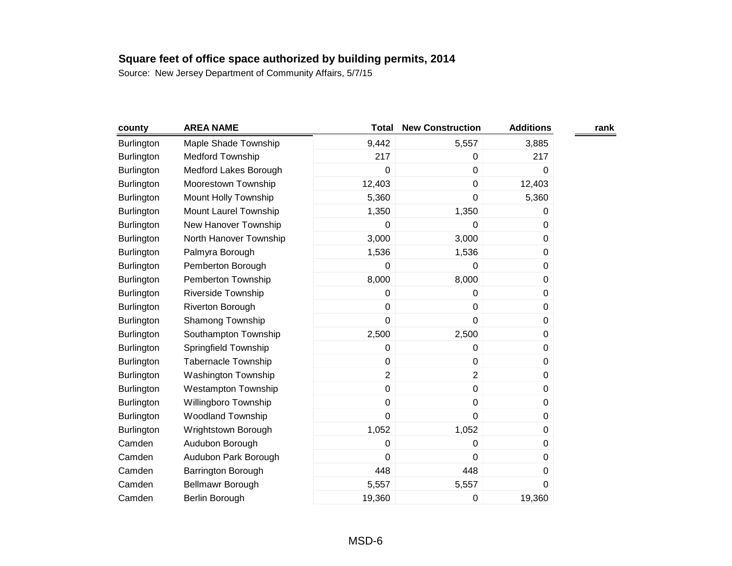**Square feet of office space authorized by building permits, 2014**

Source: New Jersey Department of Community Affairs, 5/7/15

| county | AREA NAME | Total | New Construction | Additions | rank |
|---|---|---|---|---|---|
| Burlington | Maple Shade Township | 9,442 | 5,557 | 3,885 | |
| Burlington | Medford Township | 217 | 0 | 217 | |
| Burlington | Medford Lakes Borough | 0 | 0 | 0 | |
| Burlington | Moorestown Township | 12,403 | 0 | 12,403 | |
| Burlington | Mount Holly Township | 5,360 | 0 | 5,360 | |
| Burlington | Mount Laurel Township | 1,350 | 1,350 | 0 | |
| Burlington | New Hanover Township | 0 | 0 | 0 | |
| Burlington | North Hanover Township | 3,000 | 3,000 | 0 | |
| Burlington | Palmyra Borough | 1,536 | 1,536 | 0 | |
| Burlington | Pemberton Borough | 0 | 0 | 0 | |
| Burlington | Pemberton Township | 8,000 | 8,000 | 0 | |
| Burlington | Riverside Township | 0 | 0 | 0 | |
| Burlington | Riverton Borough | 0 | 0 | 0 | |
| Burlington | Shamong Township | 0 | 0 | 0 | |
| Burlington | Southampton Township | 2,500 | 2,500 | 0 | |
| Burlington | Springfield Township | 0 | 0 | 0 | |
| Burlington | Tabernacle Township | 0 | 0 | 0 | |
| Burlington | Washington Township | 2 | 2 | 0 | |
| Burlington | Westampton Township | 0 | 0 | 0 | |
| Burlington | Willingboro Township | 0 | 0 | 0 | |
| Burlington | Woodland Township | 0 | 0 | 0 | |
| Burlington | Wrightstown Borough | 1,052 | 1,052 | 0 | |
| Camden | Audubon Borough | 0 | 0 | 0 | |
| Camden | Audubon Park Borough | 0 | 0 | 0 | |
| Camden | Barrington Borough | 448 | 448 | 0 | |
| Camden | Bellmawr Borough | 5,557 | 5,557 | 0 | |
| Camden | Berlin Borough | 19,360 | 0 | 19,360 | |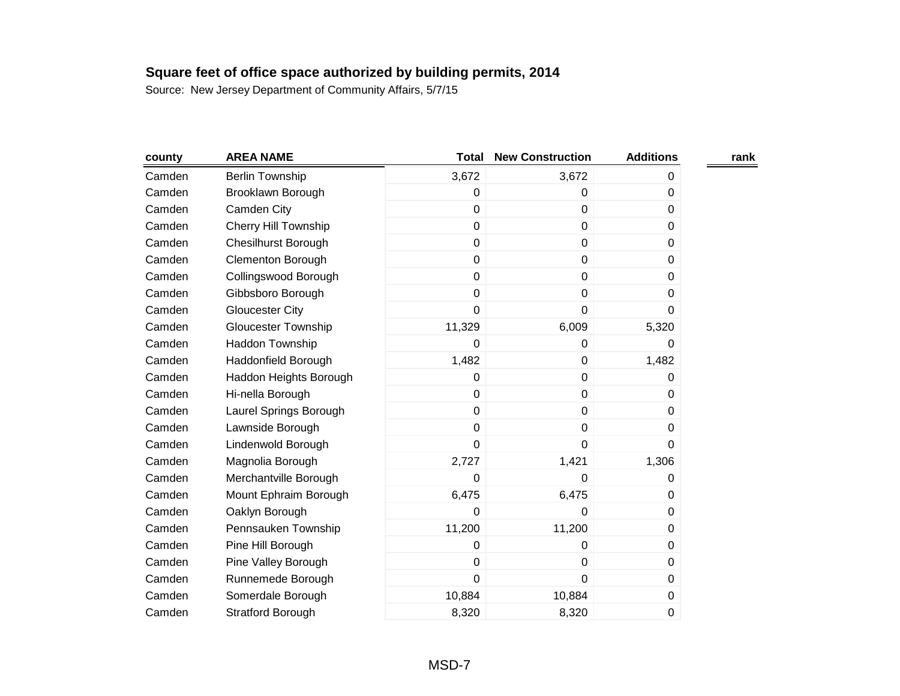**Square feet of office space authorized by building permits, 2014**

Source: New Jersey Department of Community Affairs, 5/7/15

| county | AREA NAME | Total | New Construction | Additions | rank |
|---|---|---|---|---|---|
| Camden | Berlin Township | 3,672 | 3,672 | 0 | |
| Camden | Brooklawn Borough | 0 | 0 | 0 | |
| Camden | Camden City | 0 | 0 | 0 | |
| Camden | Cherry Hill Township | 0 | 0 | 0 | |
| Camden | Chesilhurst Borough | 0 | 0 | 0 | |
| Camden | Clementon Borough | 0 | 0 | 0 | |
| Camden | Collingswood Borough | 0 | 0 | 0 | |
| Camden | Gibbsboro Borough | 0 | 0 | 0 | |
| Camden | Gloucester City | 0 | 0 | 0 | |
| Camden | Gloucester Township | 11,329 | 6,009 | 5,320 | |
| Camden | Haddon Township | 0 | 0 | 0 | |
| Camden | Haddonfield Borough | 1,482 | 0 | 1,482 | |
| Camden | Haddon Heights Borough | 0 | 0 | 0 | |
| Camden | Hi-nella Borough | 0 | 0 | 0 | |
| Camden | Laurel Springs Borough | 0 | 0 | 0 | |
| Camden | Lawnside Borough | 0 | 0 | 0 | |
| Camden | Lindenwold Borough | 0 | 0 | 0 | |
| Camden | Magnolia Borough | 2,727 | 1,421 | 1,306 | |
| Camden | Merchantville Borough | 0 | 0 | 0 | |
| Camden | Mount Ephraim Borough | 6,475 | 6,475 | 0 | |
| Camden | Oaklyn Borough | 0 | 0 | 0 | |
| Camden | Pennsauken Township | 11,200 | 11,200 | 0 | |
| Camden | Pine Hill Borough | 0 | 0 | 0 | |
| Camden | Pine Valley Borough | 0 | 0 | 0 | |
| Camden | Runnemede Borough | 0 | 0 | 0 | |
| Camden | Somerdale Borough | 10,884 | 10,884 | 0 | |
| Camden | Stratford Borough | 8,320 | 8,320 | 0 | |

MSD-7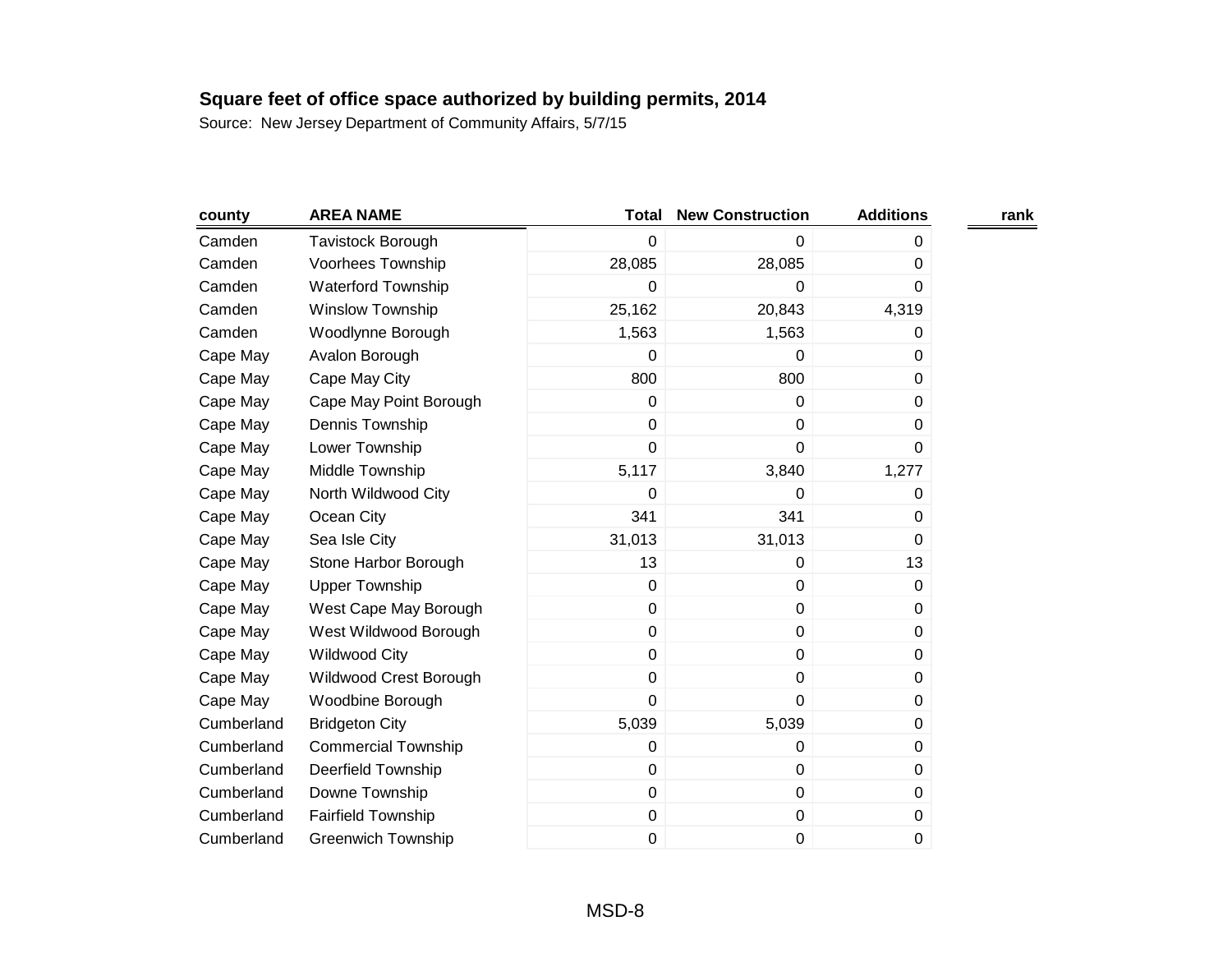**Square feet of office space authorized by building permits, 2014**

Source: New Jersey Department of Community Affairs, 5/7/15

| county | AREA NAME | Total | New Construction | Additions | rank |
|---|---|---|---|---|---|
| Camden | Tavistock Borough | 0 | 0 | 0 | |
| Camden | Voorhees Township | 28,085 | 28,085 | 0 | |
| Camden | Waterford Township | 0 | 0 | 0 | |
| Camden | Winslow Township | 25,162 | 20,843 | 4,319 | |
| Camden | Woodlynne Borough | 1,563 | 1,563 | 0 | |
| Cape May | Avalon Borough | 0 | 0 | 0 | |
| Cape May | Cape May City | 800 | 800 | 0 | |
| Cape May | Cape May Point Borough | 0 | 0 | 0 | |
| Cape May | Dennis Township | 0 | 0 | 0 | |
| Cape May | Lower Township | 0 | 0 | 0 | |
| Cape May | Middle Township | 5,117 | 3,840 | 1,277 | |
| Cape May | North Wildwood City | 0 | 0 | 0 | |
| Cape May | Ocean City | 341 | 341 | 0 | |
| Cape May | Sea Isle City | 31,013 | 31,013 | 0 | |
| Cape May | Stone Harbor Borough | 13 | 0 | 13 | |
| Cape May | Upper Township | 0 | 0 | 0 | |
| Cape May | West Cape May Borough | 0 | 0 | 0 | |
| Cape May | West Wildwood Borough | 0 | 0 | 0 | |
| Cape May | Wildwood City | 0 | 0 | 0 | |
| Cape May | Wildwood Crest Borough | 0 | 0 | 0 | |
| Cape May | Woodbine Borough | 0 | 0 | 0 | |
| Cumberland | Bridgeton City | 5,039 | 5,039 | 0 | |
| Cumberland | Commercial Township | 0 | 0 | 0 | |
| Cumberland | Deerfield Township | 0 | 0 | 0 | |
| Cumberland | Downe Township | 0 | 0 | 0 | |
| Cumberland | Fairfield Township | 0 | 0 | 0 | |
| Cumberland | Greenwich Township | 0 | 0 | 0 | |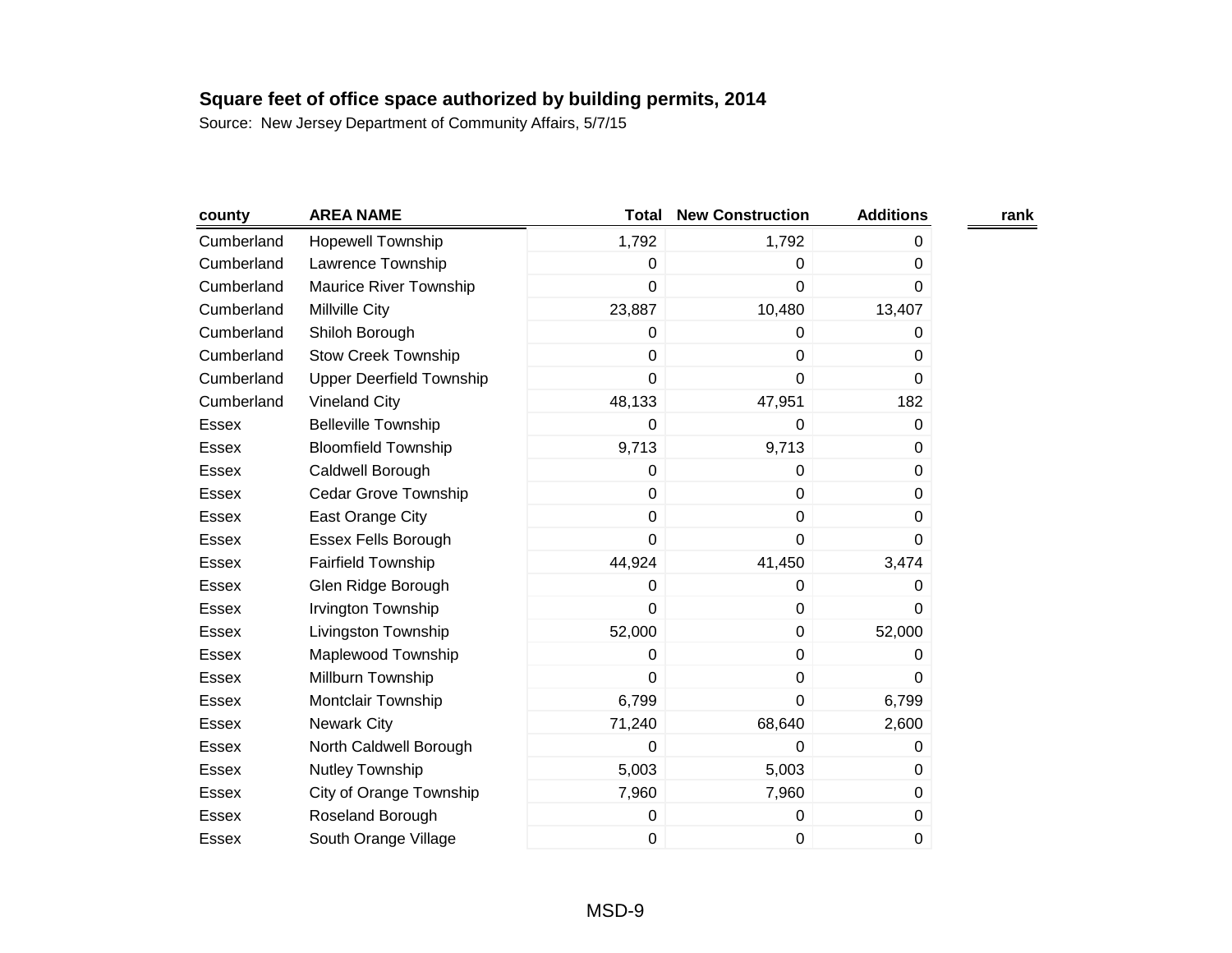**Square feet of office space authorized by building permits, 2014**

Source: New Jersey Department of Community Affairs, 5/7/15

| county | AREA NAME | Total | New Construction | Additions | rank |
|---|---|---|---|---|---|
| Cumberland | Hopewell Township | 1,792 | 1,792 | 0 | |
| Cumberland | Lawrence Township | 0 | 0 | 0 | |
| Cumberland | Maurice River Township | 0 | 0 | 0 | |
| Cumberland | Millville City | 23,887 | 10,480 | 13,407 | |
| Cumberland | Shiloh Borough | 0 | 0 | 0 | |
| Cumberland | Stow Creek Township | 0 | 0 | 0 | |
| Cumberland | Upper Deerfield Township | 0 | 0 | 0 | |
| Cumberland | Vineland City | 48,133 | 47,951 | 182 | |
| Essex | Belleville Township | 0 | 0 | 0 | |
| Essex | Bloomfield Township | 9,713 | 9,713 | 0 | |
| Essex | Caldwell Borough | 0 | 0 | 0 | |
| Essex | Cedar Grove Township | 0 | 0 | 0 | |
| Essex | East Orange City | 0 | 0 | 0 | |
| Essex | Essex Fells Borough | 0 | 0 | 0 | |
| Essex | Fairfield Township | 44,924 | 41,450 | 3,474 | |
| Essex | Glen Ridge Borough | 0 | 0 | 0 | |
| Essex | Irvington Township | 0 | 0 | 0 | |
| Essex | Livingston Township | 52,000 | 0 | 52,000 | |
| Essex | Maplewood Township | 0 | 0 | 0 | |
| Essex | Millburn Township | 0 | 0 | 0 | |
| Essex | Montclair Township | 6,799 | 0 | 6,799 | |
| Essex | Newark City | 71,240 | 68,640 | 2,600 | |
| Essex | North Caldwell Borough | 0 | 0 | 0 | |
| Essex | Nutley Township | 5,003 | 5,003 | 0 | |
| Essex | City of Orange Township | 7,960 | 7,960 | 0 | |
| Essex | Roseland Borough | 0 | 0 | 0 | |
| Essex | South Orange Village | 0 | 0 | 0 | |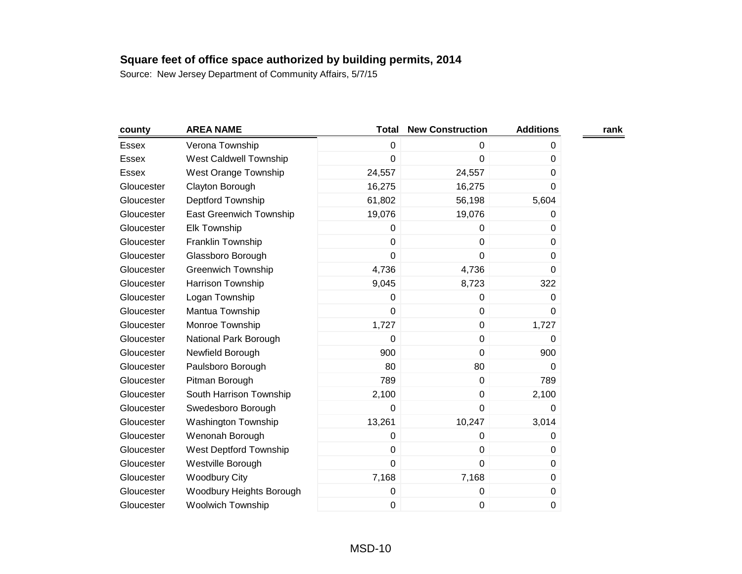**Square feet of office space authorized by building permits, 2014**

Source: New Jersey Department of Community Affairs, 5/7/15

| county | AREA NAME | Total | New Construction | Additions | rank |
|---|---|---|---|---|---|
| Essex | Verona Township | 0 | 0 | 0 | |
| Essex | West Caldwell Township | 0 | 0 | 0 | |
| Essex | West Orange Township | 24,557 | 24,557 | 0 | |
| Gloucester | Clayton Borough | 16,275 | 16,275 | 0 | |
| Gloucester | Deptford Township | 61,802 | 56,198 | 5,604 | |
| Gloucester | East Greenwich Township | 19,076 | 19,076 | 0 | |
| Gloucester | Elk Township | 0 | 0 | 0 | |
| Gloucester | Franklin Township | 0 | 0 | 0 | |
| Gloucester | Glassboro Borough | 0 | 0 | 0 | |
| Gloucester | Greenwich Township | 4,736 | 4,736 | 0 | |
| Gloucester | Harrison Township | 9,045 | 8,723 | 322 | |
| Gloucester | Logan Township | 0 | 0 | 0 | |
| Gloucester | Mantua Township | 0 | 0 | 0 | |
| Gloucester | Monroe Township | 1,727 | 0 | 1,727 | |
| Gloucester | National Park Borough | 0 | 0 | 0 | |
| Gloucester | Newfield Borough | 900 | 0 | 900 | |
| Gloucester | Paulsboro Borough | 80 | 80 | 0 | |
| Gloucester | Pitman Borough | 789 | 0 | 789 | |
| Gloucester | South Harrison Township | 2,100 | 0 | 2,100 | |
| Gloucester | Swedesboro Borough | 0 | 0 | 0 | |
| Gloucester | Washington Township | 13,261 | 10,247 | 3,014 | |
| Gloucester | Wenonah Borough | 0 | 0 | 0 | |
| Gloucester | West Deptford Township | 0 | 0 | 0 | |
| Gloucester | Westville Borough | 0 | 0 | 0 | |
| Gloucester | Woodbury City | 7,168 | 7,168 | 0 | |
| Gloucester | Woodbury Heights Borough | 0 | 0 | 0 | |
| Gloucester | Woolwich Township | 0 | 0 | 0 | |

MSD-10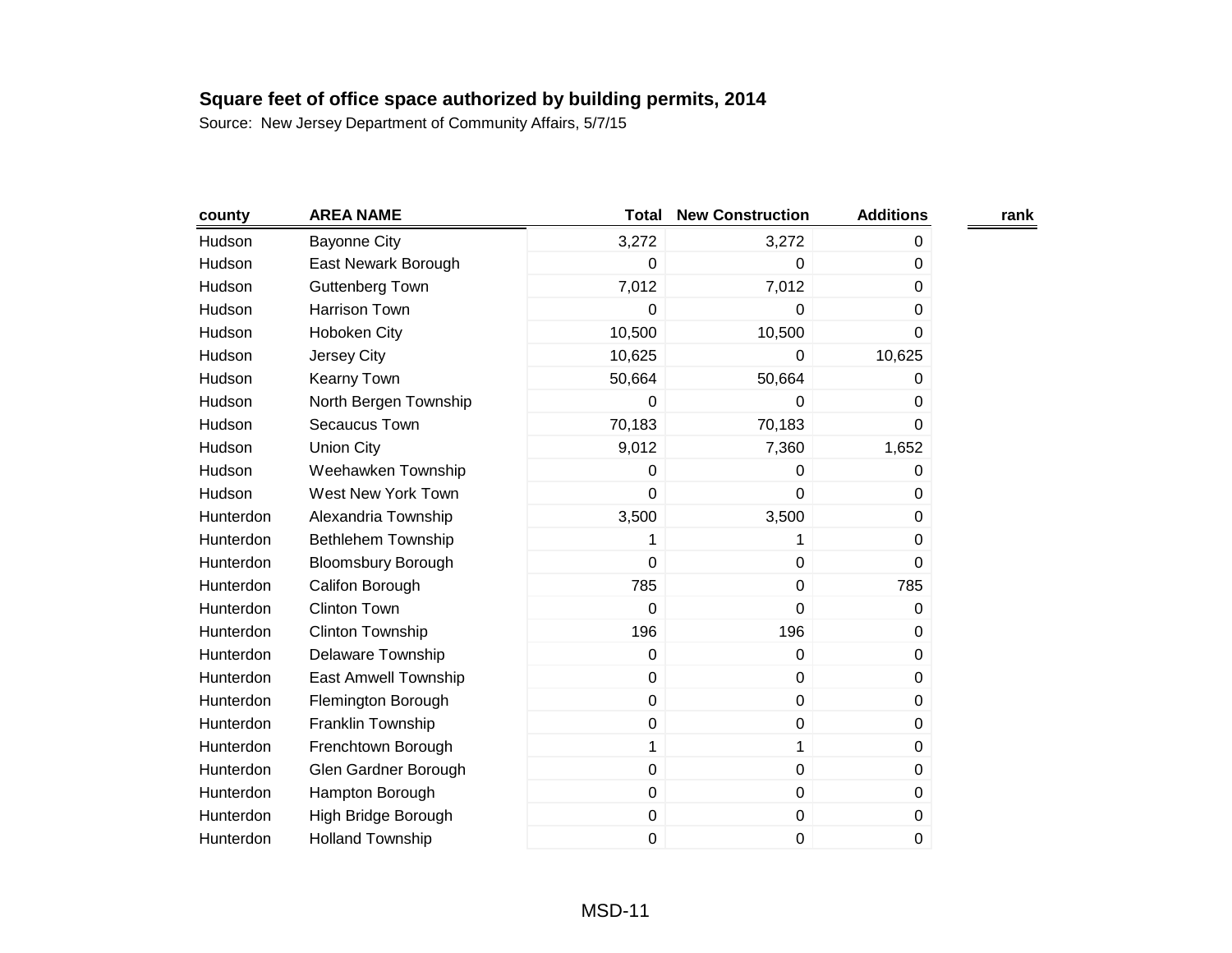**Square feet of office space authorized by building permits, 2014**

Source: New Jersey Department of Community Affairs, 5/7/15

| county | AREA NAME | Total | New Construction | Additions | rank |
|---|---|---|---|---|---|
| Hudson | Bayonne City | 3,272 | 3,272 | 0 | |
| Hudson | East Newark Borough | 0 | 0 | 0 | |
| Hudson | Guttenberg Town | 7,012 | 7,012 | 0 | |
| Hudson | Harrison Town | 0 | 0 | 0 | |
| Hudson | Hoboken City | 10,500 | 10,500 | 0 | |
| Hudson | Jersey City | 10,625 | 0 | 10,625 | |
| Hudson | Kearny Town | 50,664 | 50,664 | 0 | |
| Hudson | North Bergen Township | 0 | 0 | 0 | |
| Hudson | Secaucus Town | 70,183 | 70,183 | 0 | |
| Hudson | Union City | 9,012 | 7,360 | 1,652 | |
| Hudson | Weehawken Township | 0 | 0 | 0 | |
| Hudson | West New York Town | 0 | 0 | 0 | |
| Hunterdon | Alexandria Township | 3,500 | 3,500 | 0 | |
| Hunterdon | Bethlehem Township | 1 | 1 | 0 | |
| Hunterdon | Bloomsbury Borough | 0 | 0 | 0 | |
| Hunterdon | Califon Borough | 785 | 0 | 785 | |
| Hunterdon | Clinton Town | 0 | 0 | 0 | |
| Hunterdon | Clinton Township | 196 | 196 | 0 | |
| Hunterdon | Delaware Township | 0 | 0 | 0 | |
| Hunterdon | East Amwell Township | 0 | 0 | 0 | |
| Hunterdon | Flemington Borough | 0 | 0 | 0 | |
| Hunterdon | Franklin Township | 0 | 0 | 0 | |
| Hunterdon | Frenchtown Borough | 1 | 1 | 0 | |
| Hunterdon | Glen Gardner Borough | 0 | 0 | 0 | |
| Hunterdon | Hampton Borough | 0 | 0 | 0 | |
| Hunterdon | High Bridge Borough | 0 | 0 | 0 | |
| Hunterdon | Holland Township | 0 | 0 | 0 | |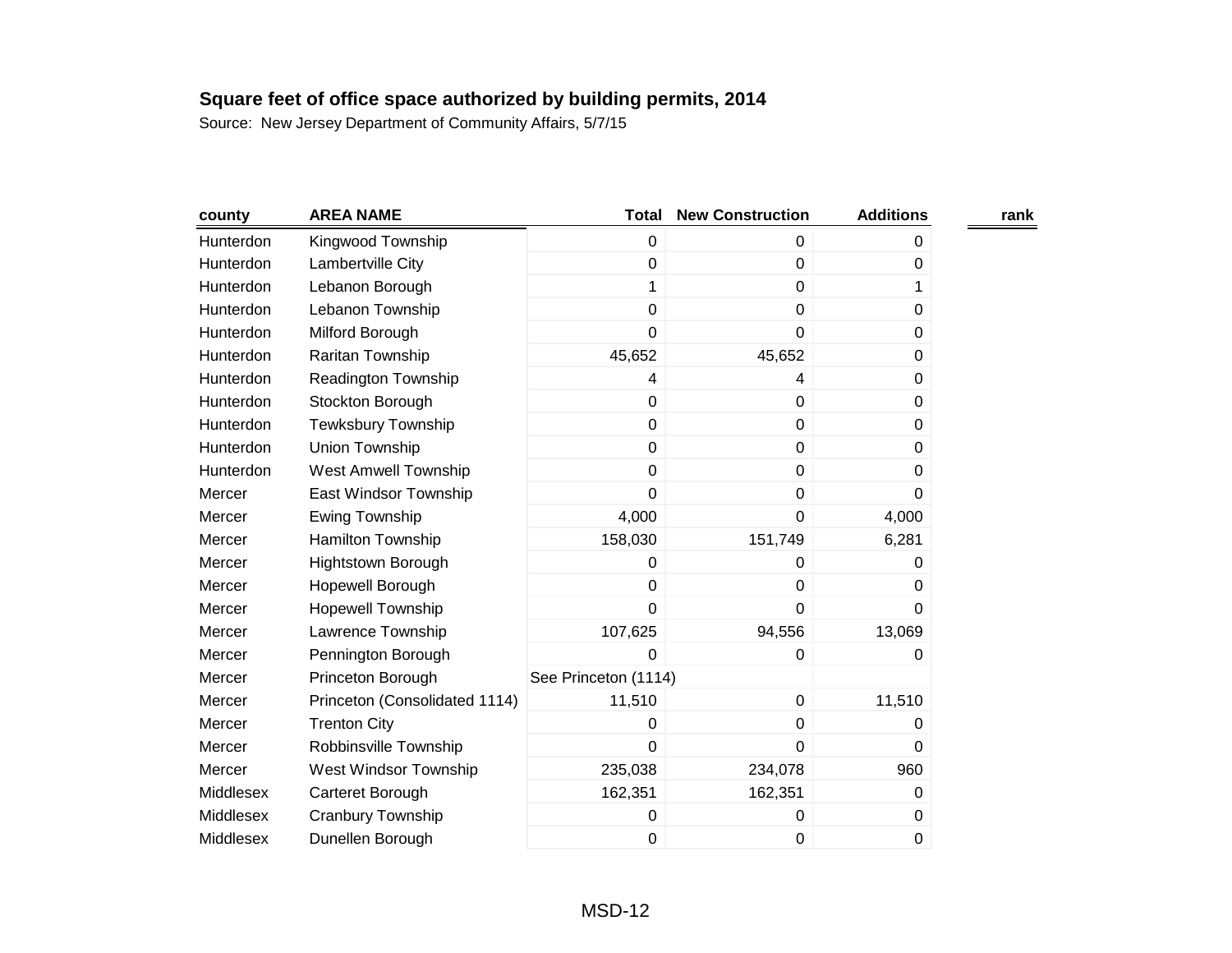**Square feet of office space authorized by building permits, 2014**

Source: New Jersey Department of Community Affairs, 5/7/15

| county | AREA NAME | Total | New Construction | Additions | rank |
|---|---|---|---|---|---|
| Hunterdon | Kingwood Township | 0 | 0 | 0 | |
| Hunterdon | Lambertville City | 0 | 0 | 0 | |
| Hunterdon | Lebanon Borough | 1 | 0 | 1 | |
| Hunterdon | Lebanon Township | 0 | 0 | 0 | |
| Hunterdon | Milford Borough | 0 | 0 | 0 | |
| Hunterdon | Raritan Township | 45,652 | 45,652 | 0 | |
| Hunterdon | Readington Township | 4 | 4 | 0 | |
| Hunterdon | Stockton Borough | 0 | 0 | 0 | |
| Hunterdon | Tewksbury Township | 0 | 0 | 0 | |
| Hunterdon | Union Township | 0 | 0 | 0 | |
| Hunterdon | West Amwell Township | 0 | 0 | 0 | |
| Mercer | East Windsor Township | 0 | 0 | 0 | |
| Mercer | Ewing Township | 4,000 | 0 | 4,000 | |
| Mercer | Hamilton Township | 158,030 | 151,749 | 6,281 | |
| Mercer | Hightstown Borough | 0 | 0 | 0 | |
| Mercer | Hopewell Borough | 0 | 0 | 0 | |
| Mercer | Hopewell Township | 0 | 0 | 0 | |
| Mercer | Lawrence Township | 107,625 | 94,556 | 13,069 | |
| Mercer | Pennington Borough | 0 | 0 | 0 | |
| Mercer | Princeton Borough | See Princeton (1114) | | | |
| Mercer | Princeton (Consolidated 1114) | 11,510 | 0 | 11,510 | |
| Mercer | Trenton City | 0 | 0 | 0 | |
| Mercer | Robbinsville Township | 0 | 0 | 0 | |
| Mercer | West Windsor Township | 235,038 | 234,078 | 960 | |
| Middlesex | Carteret Borough | 162,351 | 162,351 | 0 | |
| Middlesex | Cranbury Township | 0 | 0 | 0 | |
| Middlesex | Dunellen Borough | 0 | 0 | 0 | |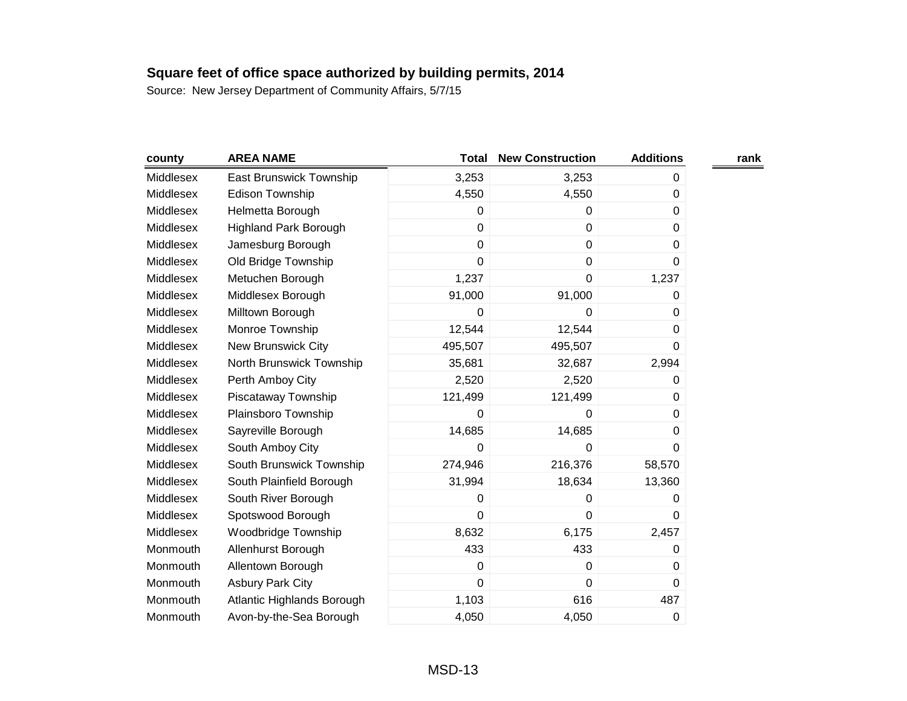**Square feet of office space authorized by building permits, 2014**

Source:  New Jersey Department of Community Affairs, 5/7/15

| county | AREA NAME | Total | New Construction | Additions | rank |
|---|---|---|---|---|---|
| Middlesex | East Brunswick Township | 3,253 | 3,253 | 0 | |
| Middlesex | Edison Township | 4,550 | 4,550 | 0 | |
| Middlesex | Helmetta Borough | 0 | 0 | 0 | |
| Middlesex | Highland Park Borough | 0 | 0 | 0 | |
| Middlesex | Jamesburg Borough | 0 | 0 | 0 | |
| Middlesex | Old Bridge Township | 0 | 0 | 0 | |
| Middlesex | Metuchen Borough | 1,237 | 0 | 1,237 | |
| Middlesex | Middlesex Borough | 91,000 | 91,000 | 0 | |
| Middlesex | Milltown Borough | 0 | 0 | 0 | |
| Middlesex | Monroe Township | 12,544 | 12,544 | 0 | |
| Middlesex | New Brunswick City | 495,507 | 495,507 | 0 | |
| Middlesex | North Brunswick Township | 35,681 | 32,687 | 2,994 | |
| Middlesex | Perth Amboy City | 2,520 | 2,520 | 0 | |
| Middlesex | Piscataway Township | 121,499 | 121,499 | 0 | |
| Middlesex | Plainsboro Township | 0 | 0 | 0 | |
| Middlesex | Sayreville Borough | 14,685 | 14,685 | 0 | |
| Middlesex | South Amboy City | 0 | 0 | 0 | |
| Middlesex | South Brunswick Township | 274,946 | 216,376 | 58,570 | |
| Middlesex | South Plainfield Borough | 31,994 | 18,634 | 13,360 | |
| Middlesex | South River Borough | 0 | 0 | 0 | |
| Middlesex | Spotswood Borough | 0 | 0 | 0 | |
| Middlesex | Woodbridge Township | 8,632 | 6,175 | 2,457 | |
| Monmouth | Allenhurst Borough | 433 | 433 | 0 | |
| Monmouth | Allentown Borough | 0 | 0 | 0 | |
| Monmouth | Asbury Park City | 0 | 0 | 0 | |
| Monmouth | Atlantic Highlands Borough | 1,103 | 616 | 487 | |
| Monmouth | Avon-by-the-Sea Borough | 4,050 | 4,050 | 0 | |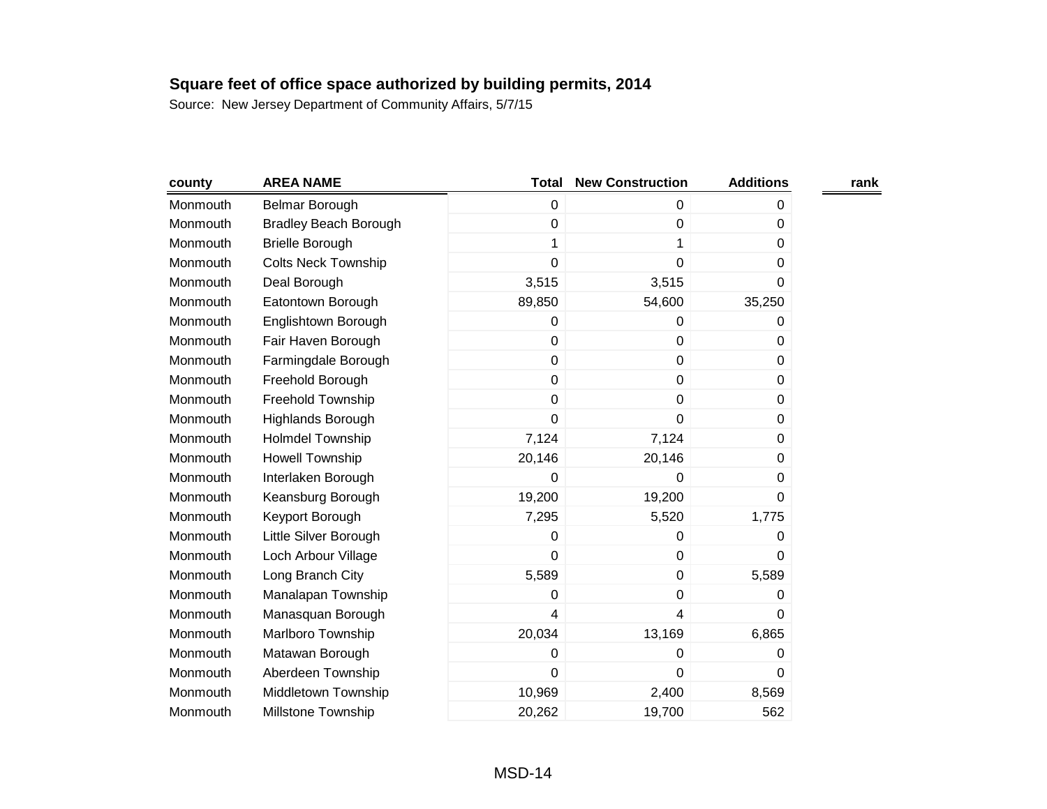**Square feet of office space authorized by building permits, 2014**

Source: New Jersey Department of Community Affairs, 5/7/15

| county | AREA NAME | Total | New Construction | Additions | rank |
|---|---|---|---|---|---|
| Monmouth | Belmar Borough | 0 | 0 | 0 | |
| Monmouth | Bradley Beach Borough | 0 | 0 | 0 | |
| Monmouth | Brielle Borough | 1 | 1 | 0 | |
| Monmouth | Colts Neck Township | 0 | 0 | 0 | |
| Monmouth | Deal Borough | 3,515 | 3,515 | 0 | |
| Monmouth | Eatontown Borough | 89,850 | 54,600 | 35,250 | |
| Monmouth | Englishtown Borough | 0 | 0 | 0 | |
| Monmouth | Fair Haven Borough | 0 | 0 | 0 | |
| Monmouth | Farmingdale Borough | 0 | 0 | 0 | |
| Monmouth | Freehold Borough | 0 | 0 | 0 | |
| Monmouth | Freehold Township | 0 | 0 | 0 | |
| Monmouth | Highlands Borough | 0 | 0 | 0 | |
| Monmouth | Holmdel Township | 7,124 | 7,124 | 0 | |
| Monmouth | Howell Township | 20,146 | 20,146 | 0 | |
| Monmouth | Interlaken Borough | 0 | 0 | 0 | |
| Monmouth | Keansburg Borough | 19,200 | 19,200 | 0 | |
| Monmouth | Keyport Borough | 7,295 | 5,520 | 1,775 | |
| Monmouth | Little Silver Borough | 0 | 0 | 0 | |
| Monmouth | Loch Arbour Village | 0 | 0 | 0 | |
| Monmouth | Long Branch City | 5,589 | 0 | 5,589 | |
| Monmouth | Manalapan Township | 0 | 0 | 0 | |
| Monmouth | Manasquan Borough | 4 | 4 | 0 | |
| Monmouth | Marlboro Township | 20,034 | 13,169 | 6,865 | |
| Monmouth | Matawan Borough | 0 | 0 | 0 | |
| Monmouth | Aberdeen Township | 0 | 0 | 0 | |
| Monmouth | Middletown Township | 10,969 | 2,400 | 8,569 | |
| Monmouth | Millstone Township | 20,262 | 19,700 | 562 | |

MSD-14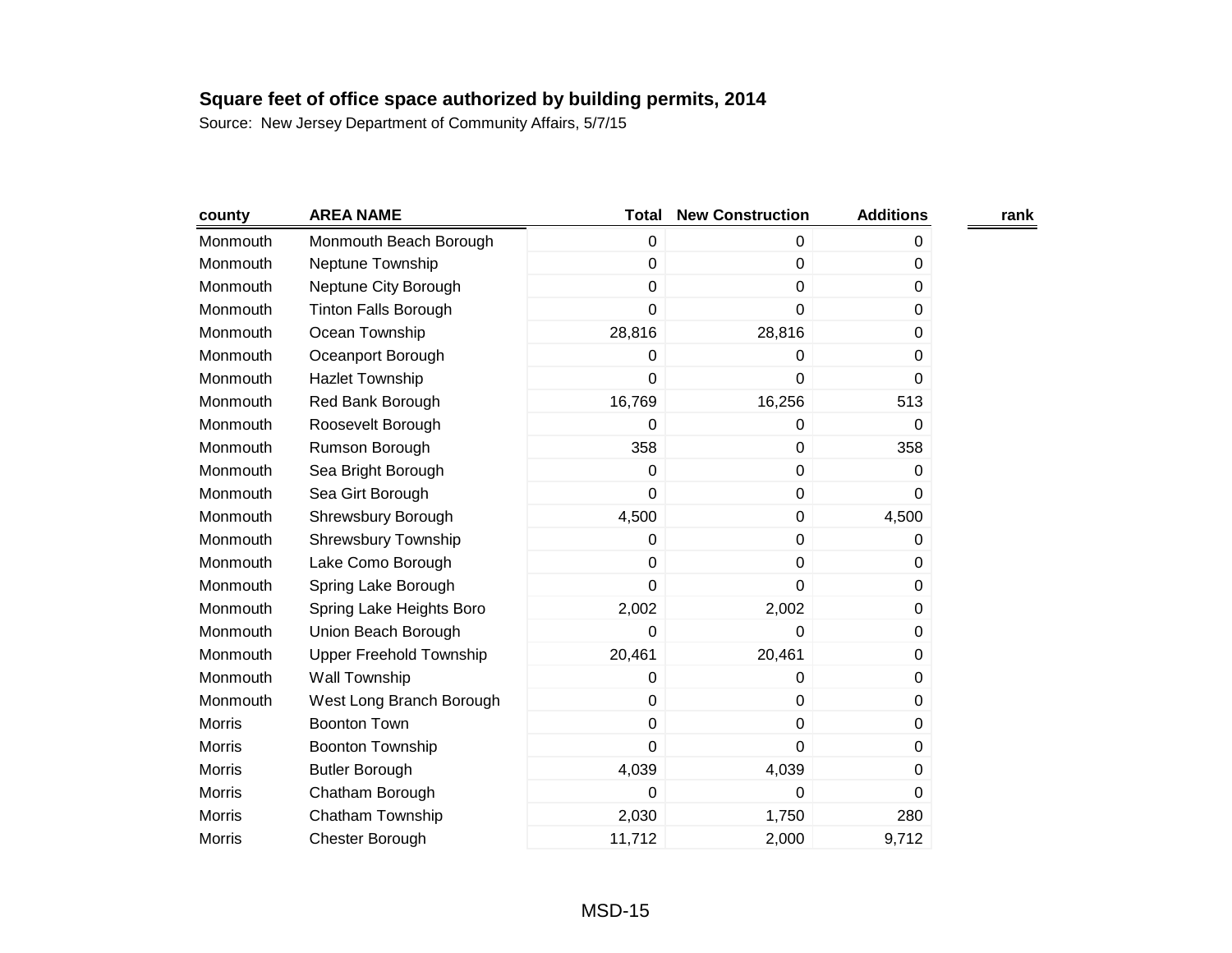**Square feet of office space authorized by building permits, 2014**

Source: New Jersey Department of Community Affairs, 5/7/15

| county | AREA NAME | Total | New Construction | Additions | rank |
|---|---|---|---|---|---|
| Monmouth | Monmouth Beach Borough | 0 | 0 | 0 | |
| Monmouth | Neptune Township | 0 | 0 | 0 | |
| Monmouth | Neptune City Borough | 0 | 0 | 0 | |
| Monmouth | Tinton Falls Borough | 0 | 0 | 0 | |
| Monmouth | Ocean Township | 28,816 | 28,816 | 0 | |
| Monmouth | Oceanport Borough | 0 | 0 | 0 | |
| Monmouth | Hazlet Township | 0 | 0 | 0 | |
| Monmouth | Red Bank Borough | 16,769 | 16,256 | 513 | |
| Monmouth | Roosevelt Borough | 0 | 0 | 0 | |
| Monmouth | Rumson Borough | 358 | 0 | 358 | |
| Monmouth | Sea Bright Borough | 0 | 0 | 0 | |
| Monmouth | Sea Girt Borough | 0 | 0 | 0 | |
| Monmouth | Shrewsbury Borough | 4,500 | 0 | 4,500 | |
| Monmouth | Shrewsbury Township | 0 | 0 | 0 | |
| Monmouth | Lake Como Borough | 0 | 0 | 0 | |
| Monmouth | Spring Lake Borough | 0 | 0 | 0 | |
| Monmouth | Spring Lake Heights Boro | 2,002 | 2,002 | 0 | |
| Monmouth | Union Beach Borough | 0 | 0 | 0 | |
| Monmouth | Upper Freehold Township | 20,461 | 20,461 | 0 | |
| Monmouth | Wall Township | 0 | 0 | 0 | |
| Monmouth | West Long Branch Borough | 0 | 0 | 0 | |
| Morris | Boonton Town | 0 | 0 | 0 | |
| Morris | Boonton Township | 0 | 0 | 0 | |
| Morris | Butler Borough | 4,039 | 4,039 | 0 | |
| Morris | Chatham Borough | 0 | 0 | 0 | |
| Morris | Chatham Township | 2,030 | 1,750 | 280 | |
| Morris | Chester Borough | 11,712 | 2,000 | 9,712 | |

MSD-15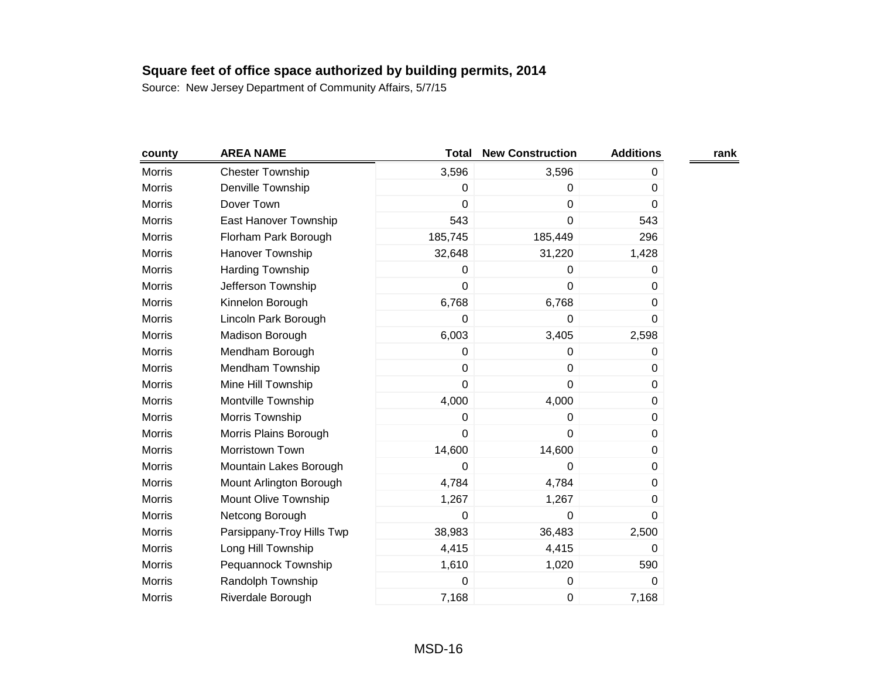**Square feet of office space authorized by building permits, 2014**

Source: New Jersey Department of Community Affairs, 5/7/15

| county | AREA NAME | Total | New Construction | Additions | rank |
|---|---|---|---|---|---|
| Morris | Chester Township | 3,596 | 3,596 | 0 | |
| Morris | Denville Township | 0 | 0 | 0 | |
| Morris | Dover Town | 0 | 0 | 0 | |
| Morris | East Hanover Township | 543 | 0 | 543 | |
| Morris | Florham Park Borough | 185,745 | 185,449 | 296 | |
| Morris | Hanover Township | 32,648 | 31,220 | 1,428 | |
| Morris | Harding Township | 0 | 0 | 0 | |
| Morris | Jefferson Township | 0 | 0 | 0 | |
| Morris | Kinnelon Borough | 6,768 | 6,768 | 0 | |
| Morris | Lincoln Park Borough | 0 | 0 | 0 | |
| Morris | Madison Borough | 6,003 | 3,405 | 2,598 | |
| Morris | Mendham Borough | 0 | 0 | 0 | |
| Morris | Mendham Township | 0 | 0 | 0 | |
| Morris | Mine Hill Township | 0 | 0 | 0 | |
| Morris | Montville Township | 4,000 | 4,000 | 0 | |
| Morris | Morris Township | 0 | 0 | 0 | |
| Morris | Morris Plains Borough | 0 | 0 | 0 | |
| Morris | Morristown Town | 14,600 | 14,600 | 0 | |
| Morris | Mountain Lakes Borough | 0 | 0 | 0 | |
| Morris | Mount Arlington Borough | 4,784 | 4,784 | 0 | |
| Morris | Mount Olive Township | 1,267 | 1,267 | 0 | |
| Morris | Netcong Borough | 0 | 0 | 0 | |
| Morris | Parsippany-Troy Hills Twp | 38,983 | 36,483 | 2,500 | |
| Morris | Long Hill Township | 4,415 | 4,415 | 0 | |
| Morris | Pequannock Township | 1,610 | 1,020 | 590 | |
| Morris | Randolph Township | 0 | 0 | 0 | |
| Morris | Riverdale Borough | 7,168 | 0 | 7,168 | |

MSD-16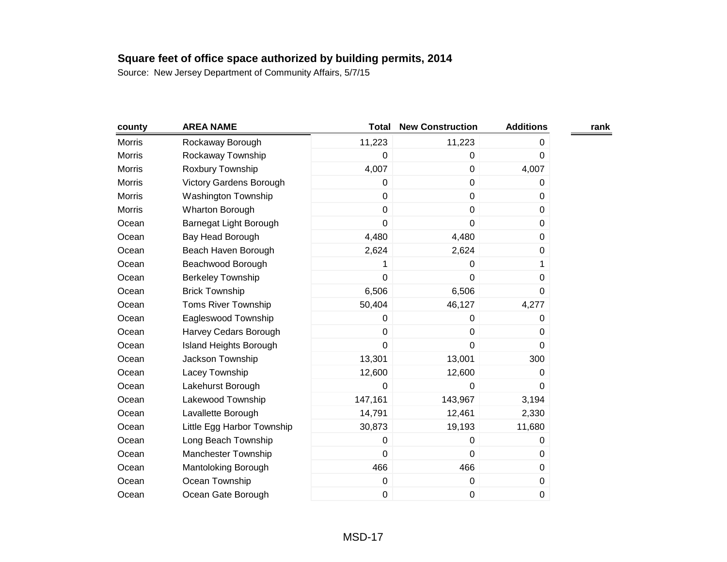**Square feet of office space authorized by building permits, 2014**

Source: New Jersey Department of Community Affairs, 5/7/15

| county | AREA NAME | Total | New Construction | Additions | rank |
|---|---|---|---|---|---|
| Morris | Rockaway Borough | 11,223 | 11,223 | 0 | |
| Morris | Rockaway Township | 0 | 0 | 0 | |
| Morris | Roxbury Township | 4,007 | 0 | 4,007 | |
| Morris | Victory Gardens Borough | 0 | 0 | 0 | |
| Morris | Washington Township | 0 | 0 | 0 | |
| Morris | Wharton Borough | 0 | 0 | 0 | |
| Ocean | Barnegat Light Borough | 0 | 0 | 0 | |
| Ocean | Bay Head Borough | 4,480 | 4,480 | 0 | |
| Ocean | Beach Haven Borough | 2,624 | 2,624 | 0 | |
| Ocean | Beachwood Borough | 1 | 0 | 1 | |
| Ocean | Berkeley Township | 0 | 0 | 0 | |
| Ocean | Brick Township | 6,506 | 6,506 | 0 | |
| Ocean | Toms River Township | 50,404 | 46,127 | 4,277 | |
| Ocean | Eagleswood Township | 0 | 0 | 0 | |
| Ocean | Harvey Cedars Borough | 0 | 0 | 0 | |
| Ocean | Island Heights Borough | 0 | 0 | 0 | |
| Ocean | Jackson Township | 13,301 | 13,001 | 300 | |
| Ocean | Lacey Township | 12,600 | 12,600 | 0 | |
| Ocean | Lakehurst Borough | 0 | 0 | 0 | |
| Ocean | Lakewood Township | 147,161 | 143,967 | 3,194 | |
| Ocean | Lavallette Borough | 14,791 | 12,461 | 2,330 | |
| Ocean | Little Egg Harbor Township | 30,873 | 19,193 | 11,680 | |
| Ocean | Long Beach Township | 0 | 0 | 0 | |
| Ocean | Manchester Township | 0 | 0 | 0 | |
| Ocean | Mantoloking Borough | 466 | 466 | 0 | |
| Ocean | Ocean Township | 0 | 0 | 0 | |
| Ocean | Ocean Gate Borough | 0 | 0 | 0 | |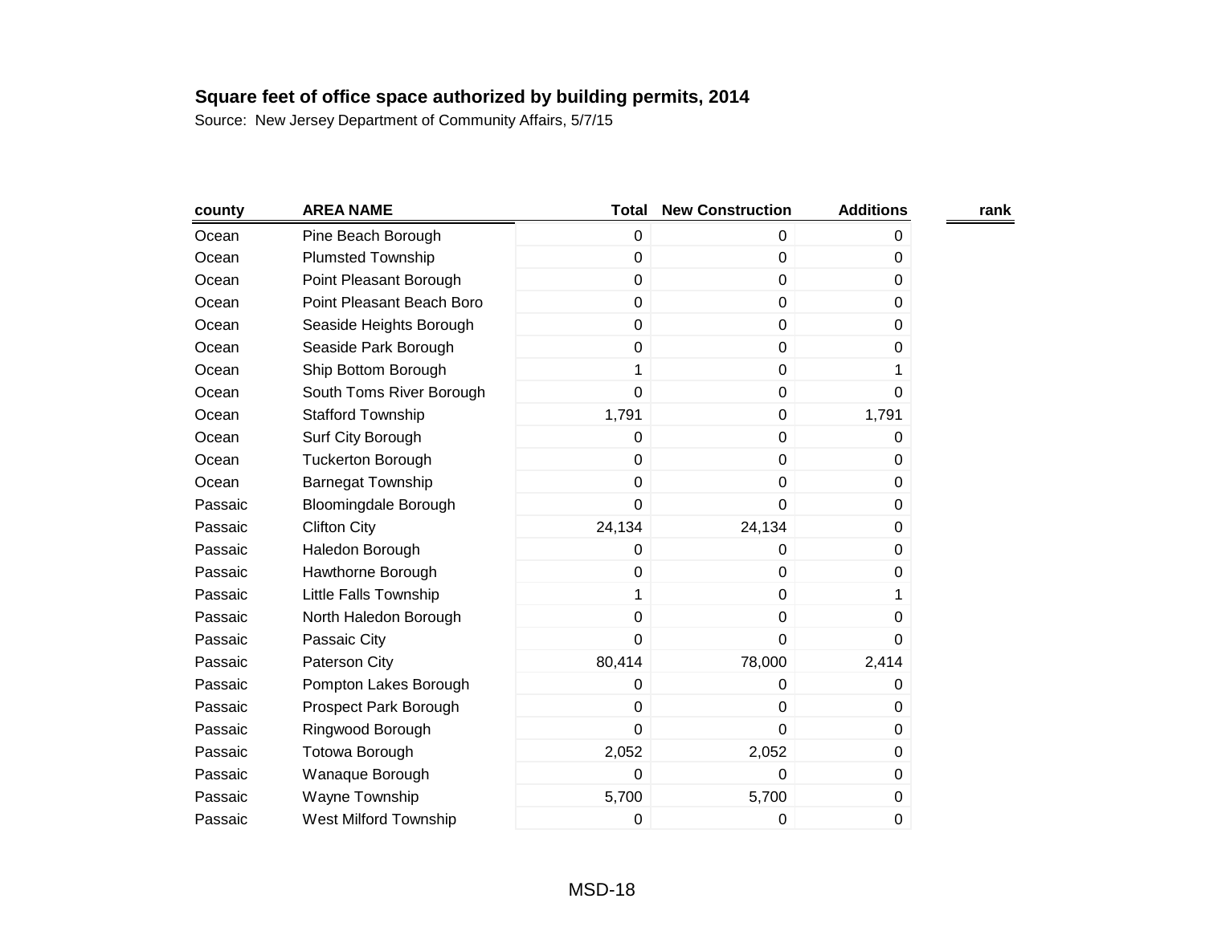**Square feet of office space authorized by building permits, 2014**

Source: New Jersey Department of Community Affairs, 5/7/15

| county | AREA NAME | Total | New Construction | Additions | rank |
|---|---|---|---|---|---|
| Ocean | Pine Beach Borough | 0 | 0 | 0 | |
| Ocean | Plumsted Township | 0 | 0 | 0 | |
| Ocean | Point Pleasant Borough | 0 | 0 | 0 | |
| Ocean | Point Pleasant Beach Boro | 0 | 0 | 0 | |
| Ocean | Seaside Heights Borough | 0 | 0 | 0 | |
| Ocean | Seaside Park Borough | 0 | 0 | 0 | |
| Ocean | Ship Bottom Borough | 1 | 0 | 1 | |
| Ocean | South Toms River Borough | 0 | 0 | 0 | |
| Ocean | Stafford Township | 1,791 | 0 | 1,791 | |
| Ocean | Surf City Borough | 0 | 0 | 0 | |
| Ocean | Tuckerton Borough | 0 | 0 | 0 | |
| Ocean | Barnegat Township | 0 | 0 | 0 | |
| Passaic | Bloomingdale Borough | 0 | 0 | 0 | |
| Passaic | Clifton City | 24,134 | 24,134 | 0 | |
| Passaic | Haledon Borough | 0 | 0 | 0 | |
| Passaic | Hawthorne Borough | 0 | 0 | 0 | |
| Passaic | Little Falls Township | 1 | 0 | 1 | |
| Passaic | North Haledon Borough | 0 | 0 | 0 | |
| Passaic | Passaic City | 0 | 0 | 0 | |
| Passaic | Paterson City | 80,414 | 78,000 | 2,414 | |
| Passaic | Pompton Lakes Borough | 0 | 0 | 0 | |
| Passaic | Prospect Park Borough | 0 | 0 | 0 | |
| Passaic | Ringwood Borough | 0 | 0 | 0 | |
| Passaic | Totowa Borough | 2,052 | 2,052 | 0 | |
| Passaic | Wanaque Borough | 0 | 0 | 0 | |
| Passaic | Wayne Township | 5,700 | 5,700 | 0 | |
| Passaic | West Milford Township | 0 | 0 | 0 | |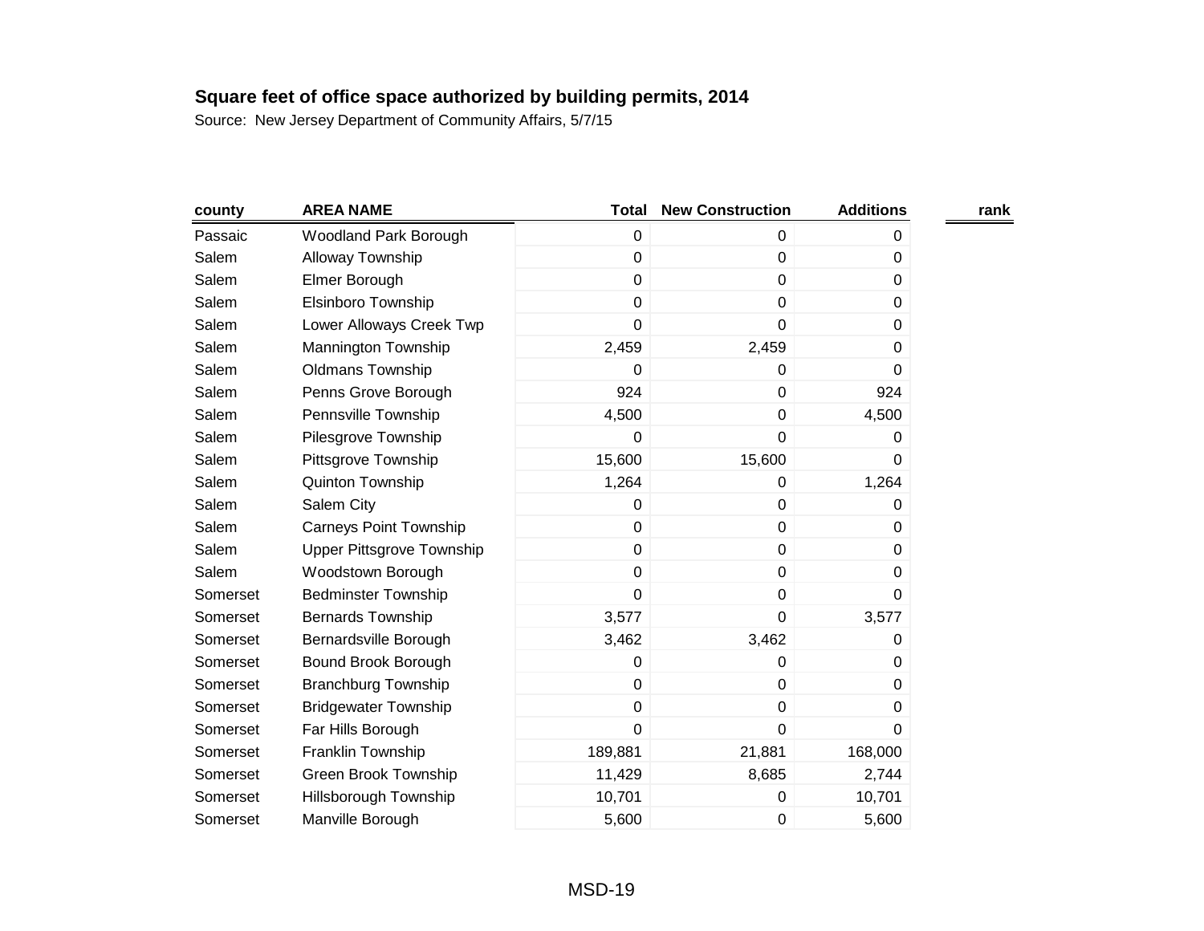**Square feet of office space authorized by building permits, 2014**

Source: New Jersey Department of Community Affairs, 5/7/15

| county | AREA NAME | Total | New Construction | Additions | rank |
|---|---|---|---|---|---|
| Passaic | Woodland Park Borough | 0 | 0 | 0 | |
| Salem | Alloway Township | 0 | 0 | 0 | |
| Salem | Elmer Borough | 0 | 0 | 0 | |
| Salem | Elsinboro Township | 0 | 0 | 0 | |
| Salem | Lower Alloways Creek Twp | 0 | 0 | 0 | |
| Salem | Mannington Township | 2,459 | 2,459 | 0 | |
| Salem | Oldmans Township | 0 | 0 | 0 | |
| Salem | Penns Grove Borough | 924 | 0 | 924 | |
| Salem | Pennsville Township | 4,500 | 0 | 4,500 | |
| Salem | Pilesgrove Township | 0 | 0 | 0 | |
| Salem | Pittsgrove Township | 15,600 | 15,600 | 0 | |
| Salem | Quinton Township | 1,264 | 0 | 1,264 | |
| Salem | Salem City | 0 | 0 | 0 | |
| Salem | Carneys Point Township | 0 | 0 | 0 | |
| Salem | Upper Pittsgrove Township | 0 | 0 | 0 | |
| Salem | Woodstown Borough | 0 | 0 | 0 | |
| Somerset | Bedminster Township | 0 | 0 | 0 | |
| Somerset | Bernards Township | 3,577 | 0 | 3,577 | |
| Somerset | Bernardsville Borough | 3,462 | 3,462 | 0 | |
| Somerset | Bound Brook Borough | 0 | 0 | 0 | |
| Somerset | Branchburg Township | 0 | 0 | 0 | |
| Somerset | Bridgewater Township | 0 | 0 | 0 | |
| Somerset | Far Hills Borough | 0 | 0 | 0 | |
| Somerset | Franklin Township | 189,881 | 21,881 | 168,000 | |
| Somerset | Green Brook Township | 11,429 | 8,685 | 2,744 | |
| Somerset | Hillsborough Township | 10,701 | 0 | 10,701 | |
| Somerset | Manville Borough | 5,600 | 0 | 5,600 | |

MSD-19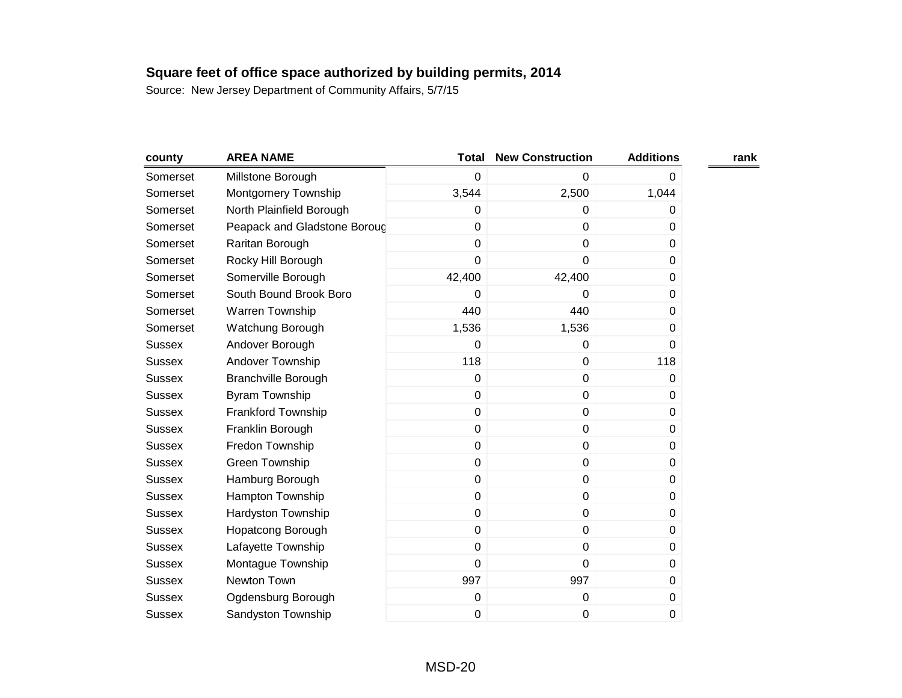**Square feet of office space authorized by building permits, 2014**

Source: New Jersey Department of Community Affairs, 5/7/15

| county | AREA NAME | Total | New Construction | Additions | rank |
|---|---|---|---|---|---|
| Somerset | Millstone Borough | 0 | 0 | 0 | |
| Somerset | Montgomery Township | 3,544 | 2,500 | 1,044 | |
| Somerset | North Plainfield Borough | 0 | 0 | 0 | |
| Somerset | Peapack and Gladstone Boroug | 0 | 0 | 0 | |
| Somerset | Raritan Borough | 0 | 0 | 0 | |
| Somerset | Rocky Hill Borough | 0 | 0 | 0 | |
| Somerset | Somerville Borough | 42,400 | 42,400 | 0 | |
| Somerset | South Bound Brook Boro | 0 | 0 | 0 | |
| Somerset | Warren Township | 440 | 440 | 0 | |
| Somerset | Watchung Borough | 1,536 | 1,536 | 0 | |
| Sussex | Andover Borough | 0 | 0 | 0 | |
| Sussex | Andover Township | 118 | 0 | 118 | |
| Sussex | Branchville Borough | 0 | 0 | 0 | |
| Sussex | Byram Township | 0 | 0 | 0 | |
| Sussex | Frankford Township | 0 | 0 | 0 | |
| Sussex | Franklin Borough | 0 | 0 | 0 | |
| Sussex | Fredon Township | 0 | 0 | 0 | |
| Sussex | Green Township | 0 | 0 | 0 | |
| Sussex | Hamburg Borough | 0 | 0 | 0 | |
| Sussex | Hampton Township | 0 | 0 | 0 | |
| Sussex | Hardyston Township | 0 | 0 | 0 | |
| Sussex | Hopatcong Borough | 0 | 0 | 0 | |
| Sussex | Lafayette Township | 0 | 0 | 0 | |
| Sussex | Montague Township | 0 | 0 | 0 | |
| Sussex | Newton Town | 997 | 997 | 0 | |
| Sussex | Ogdensburg Borough | 0 | 0 | 0 | |
| Sussex | Sandyston Township | 0 | 0 | 0 | |

MSD-20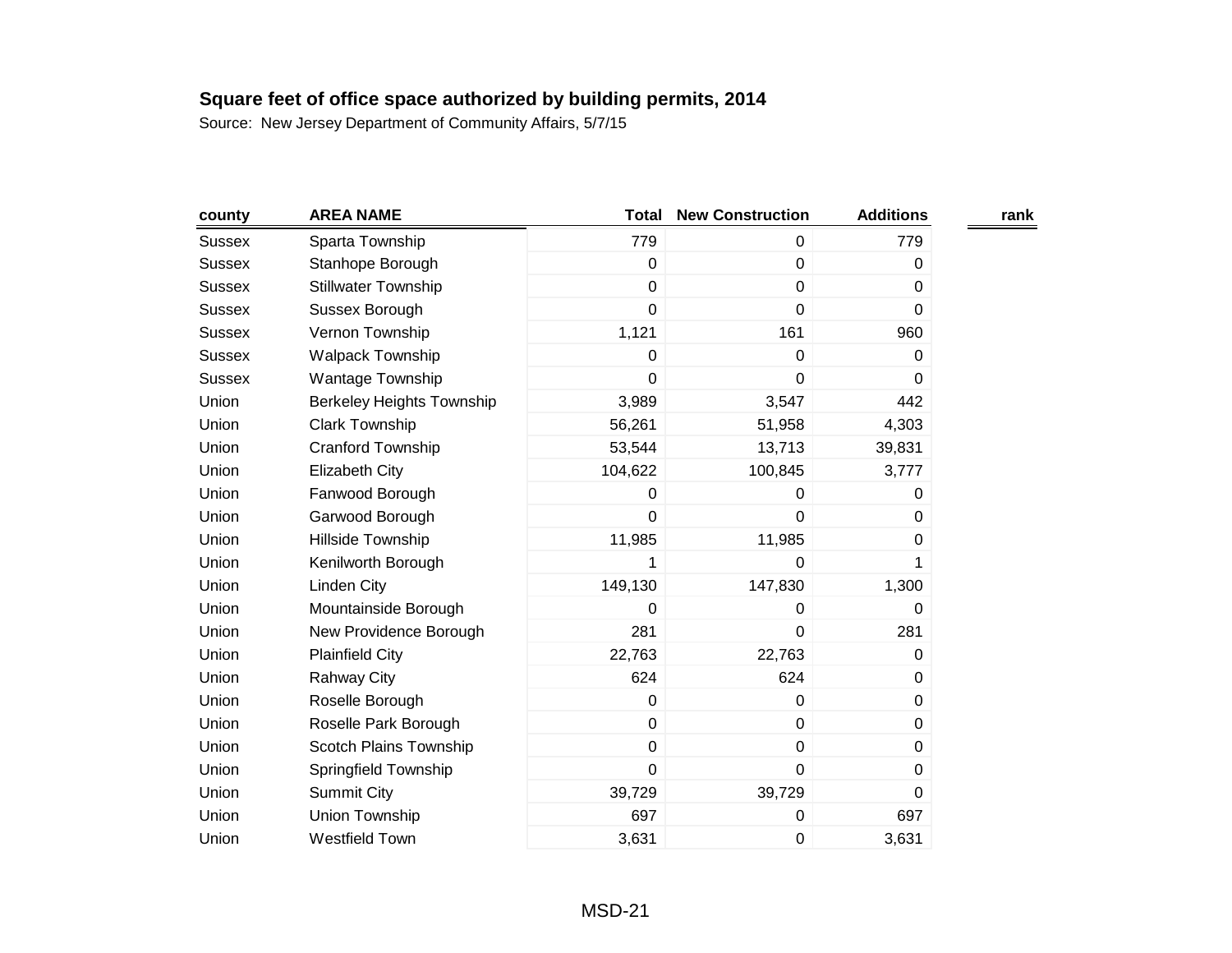**Square feet of office space authorized by building permits, 2014**

Source: New Jersey Department of Community Affairs, 5/7/15

| county | AREA NAME | Total | New Construction | Additions | rank |
|---|---|---|---|---|---|
| Sussex | Sparta Township | 779 | 0 | 779 | |
| Sussex | Stanhope Borough | 0 | 0 | 0 | |
| Sussex | Stillwater Township | 0 | 0 | 0 | |
| Sussex | Sussex Borough | 0 | 0 | 0 | |
| Sussex | Vernon Township | 1,121 | 161 | 960 | |
| Sussex | Walpack Township | 0 | 0 | 0 | |
| Sussex | Wantage Township | 0 | 0 | 0 | |
| Union | Berkeley Heights Township | 3,989 | 3,547 | 442 | |
| Union | Clark Township | 56,261 | 51,958 | 4,303 | |
| Union | Cranford Township | 53,544 | 13,713 | 39,831 | |
| Union | Elizabeth City | 104,622 | 100,845 | 3,777 | |
| Union | Fanwood Borough | 0 | 0 | 0 | |
| Union | Garwood Borough | 0 | 0 | 0 | |
| Union | Hillside Township | 11,985 | 11,985 | 0 | |
| Union | Kenilworth Borough | 1 | 0 | 1 | |
| Union | Linden City | 149,130 | 147,830 | 1,300 | |
| Union | Mountainside Borough | 0 | 0 | 0 | |
| Union | New Providence Borough | 281 | 0 | 281 | |
| Union | Plainfield City | 22,763 | 22,763 | 0 | |
| Union | Rahway City | 624 | 624 | 0 | |
| Union | Roselle Borough | 0 | 0 | 0 | |
| Union | Roselle Park Borough | 0 | 0 | 0 | |
| Union | Scotch Plains Township | 0 | 0 | 0 | |
| Union | Springfield Township | 0 | 0 | 0 | |
| Union | Summit City | 39,729 | 39,729 | 0 | |
| Union | Union Township | 697 | 0 | 697 | |
| Union | Westfield Town | 3,631 | 0 | 3,631 | |

MSD-21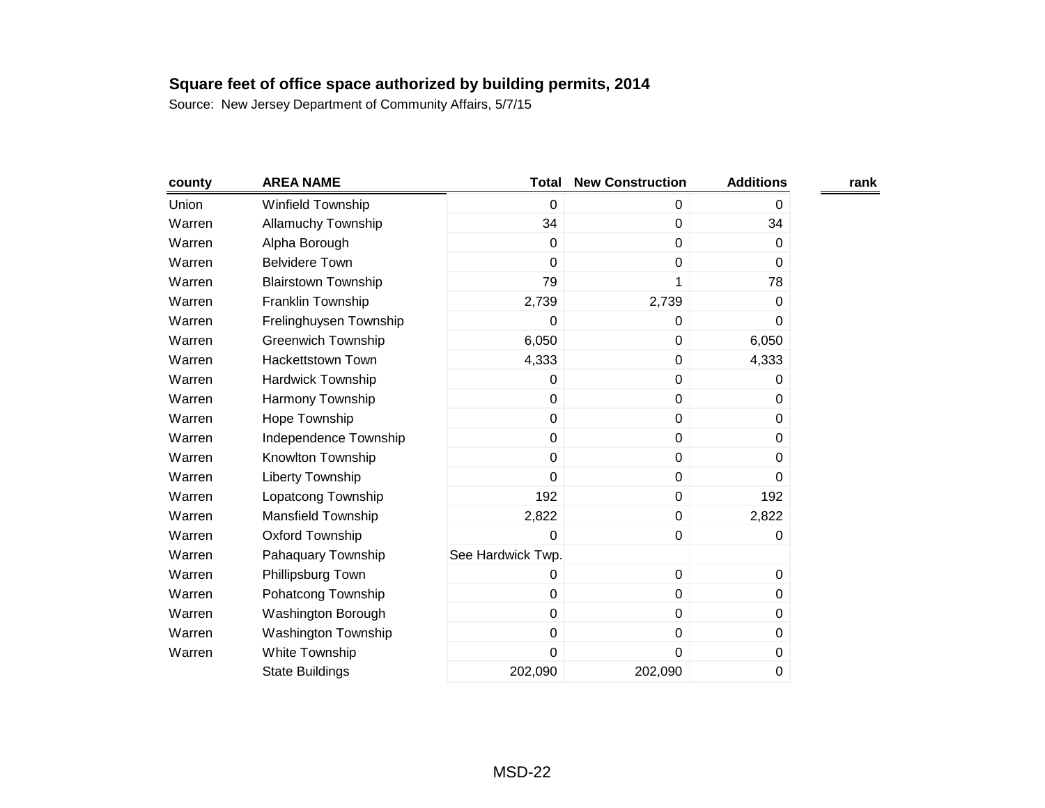**Square feet of office space authorized by building permits, 2014**

Source: New Jersey Department of Community Affairs, 5/7/15

| county | AREA NAME | Total | New Construction | Additions | rank |
|---|---|---|---|---|---|
| Union | Winfield Township | 0 | 0 | 0 | |
| Warren | Allamuchy Township | 34 | 0 | 34 | |
| Warren | Alpha Borough | 0 | 0 | 0 | |
| Warren | Belvidere Town | 0 | 0 | 0 | |
| Warren | Blairstown Township | 79 | 1 | 78 | |
| Warren | Franklin Township | 2,739 | 2,739 | 0 | |
| Warren | Frelinghuysen Township | 0 | 0 | 0 | |
| Warren | Greenwich Township | 6,050 | 0 | 6,050 | |
| Warren | Hackettstown Town | 4,333 | 0 | 4,333 | |
| Warren | Hardwick Township | 0 | 0 | 0 | |
| Warren | Harmony Township | 0 | 0 | 0 | |
| Warren | Hope Township | 0 | 0 | 0 | |
| Warren | Independence Township | 0 | 0 | 0 | |
| Warren | Knowlton Township | 0 | 0 | 0 | |
| Warren | Liberty Township | 0 | 0 | 0 | |
| Warren | Lopatcong Township | 192 | 0 | 192 | |
| Warren | Mansfield Township | 2,822 | 0 | 2,822 | |
| Warren | Oxford Township | 0 | 0 | 0 | |
| Warren | Pahaquary Township | See Hardwick Twp. | | | |
| Warren | Phillipsburg Town | 0 | 0 | 0 | |
| Warren | Pohatcong Township | 0 | 0 | 0 | |
| Warren | Washington Borough | 0 | 0 | 0 | |
| Warren | Washington Township | 0 | 0 | 0 | |
| Warren | White Township | 0 | 0 | 0 | |
| | State Buildings | 202,090 | 202,090 | 0 | |

MSD-22